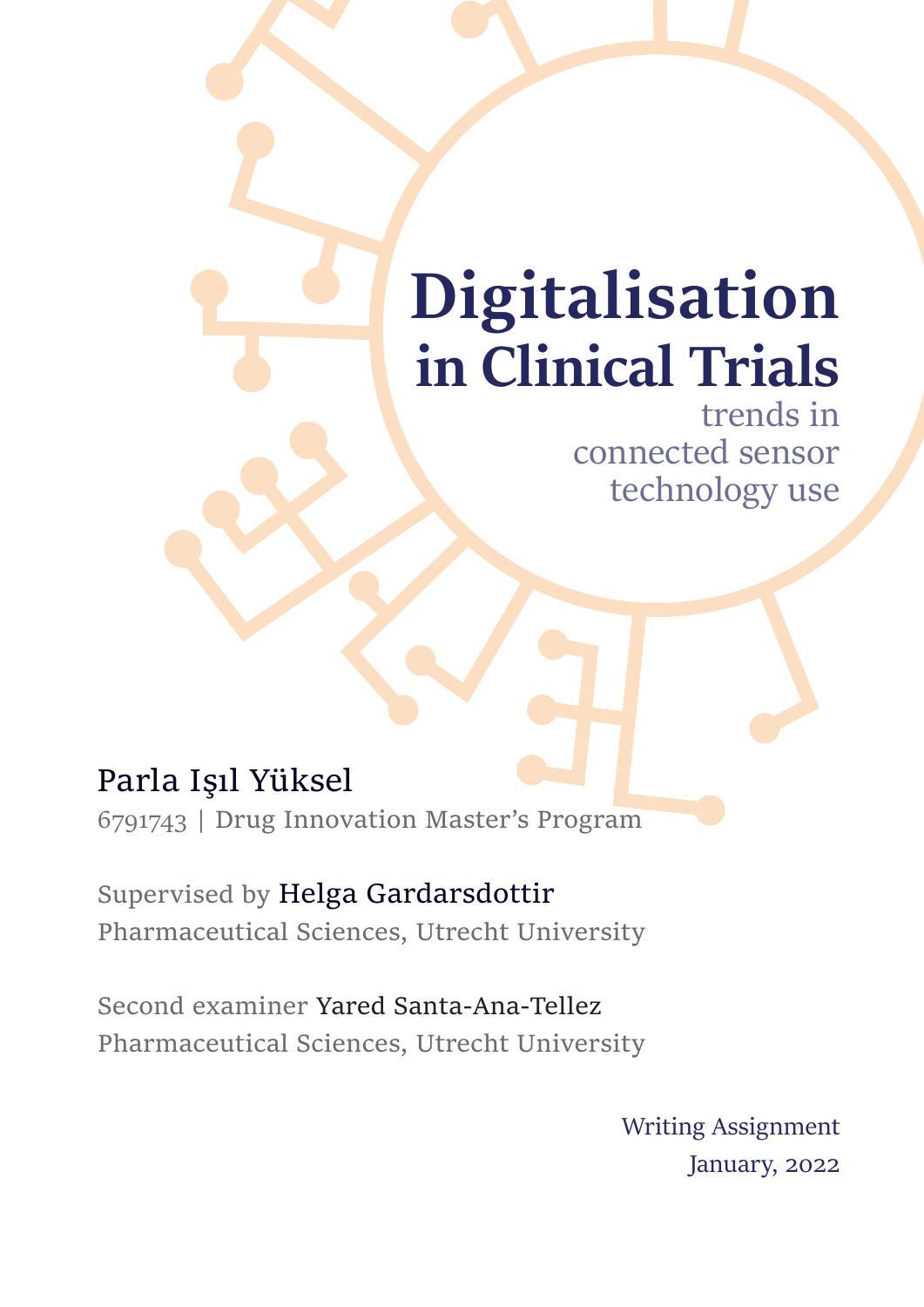# Digitalisation in Clinical Trials

## trends in connected sensor technology use

Parla Işıl Yüksel

6791743 | Drug Innovation Master's Program

Supervised by Helga Gardarsdottir

Pharmaceutical Sciences, Utrecht University

Second examiner Yared Santa-Ana-Tellez

Pharmaceutical Sciences, Utrecht University

Writing Assignment

January, 2022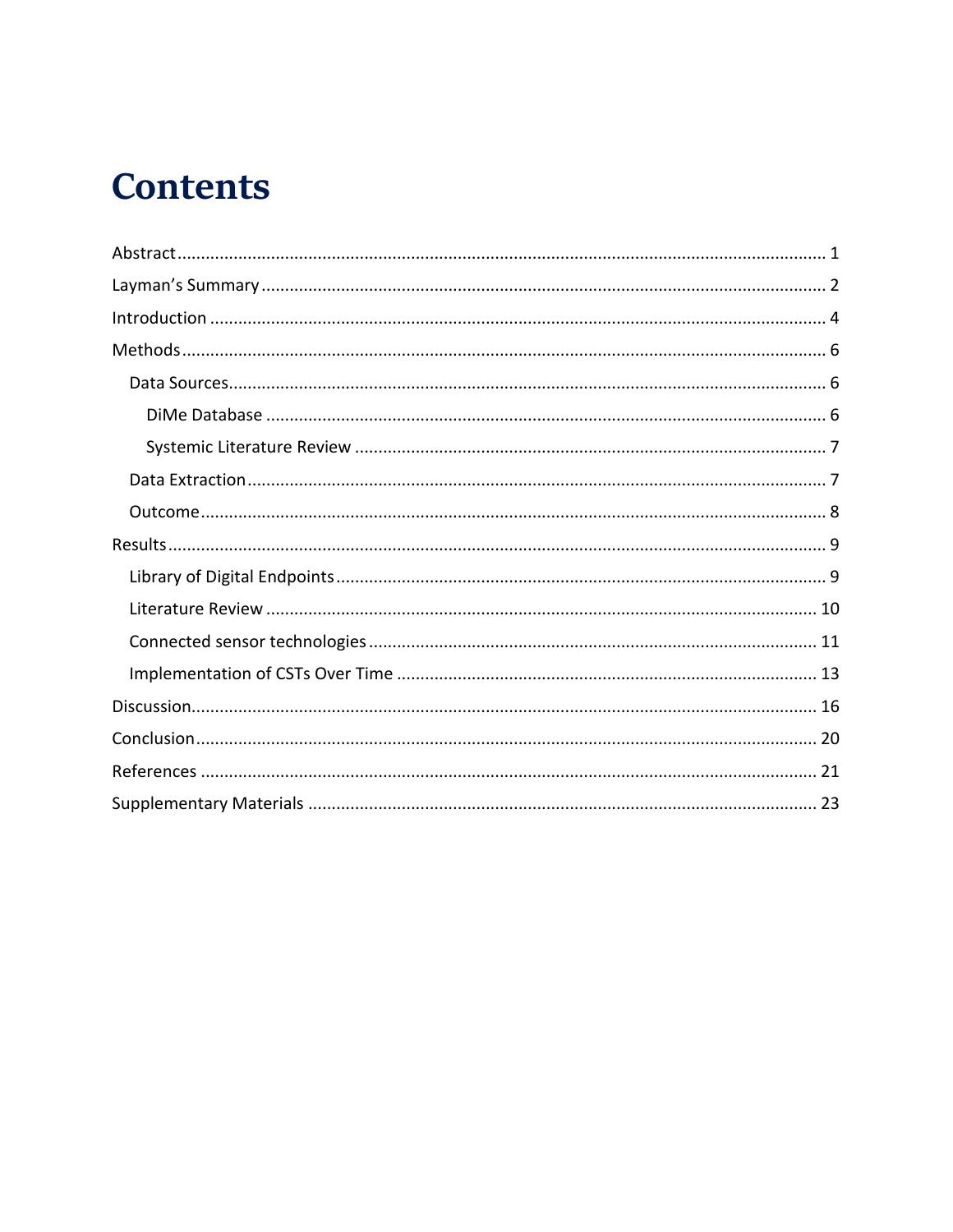# Contents

Abstract ........................................................................................................................................ 1
Layman's Summary ....................................................................................................................... 2
Introduction .................................................................................................................................. 4
Methods ........................................................................................................................................ 6
  Data Sources .............................................................................................................................. 6
    DiMe Database ....................................................................................................................... 6
    Systemic Literature Review ................................................................................................... 7
  Data Extraction .......................................................................................................................... 7
  Outcome ..................................................................................................................................... 8
Results .......................................................................................................................................... 9
  Library of Digital Endpoints ...................................................................................................... 9
  Literature Review .................................................................................................................... 10
  Connected sensor technologies .............................................................................................. 11
  Implementation of CSTs Over Time ........................................................................................ 13
Discussion ................................................................................................................................... 16
Conclusion .................................................................................................................................. 20
References ................................................................................................................................. 21
Supplementary Materials ........................................................................................................... 23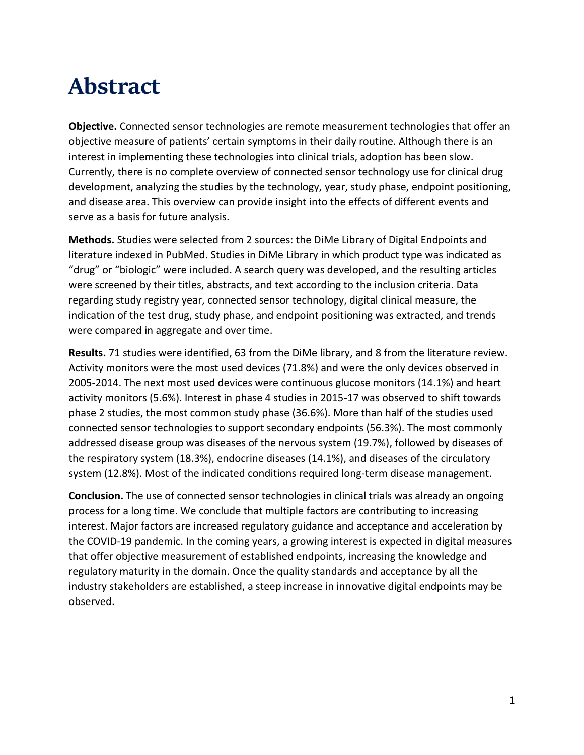# Abstract

**Objective.** Connected sensor technologies are remote measurement technologies that offer an objective measure of patients' certain symptoms in their daily routine. Although there is an interest in implementing these technologies into clinical trials, adoption has been slow. Currently, there is no complete overview of connected sensor technology use for clinical drug development, analyzing the studies by the technology, year, study phase, endpoint positioning, and disease area. This overview can provide insight into the effects of different events and serve as a basis for future analysis.

**Methods.** Studies were selected from 2 sources: the DiMe Library of Digital Endpoints and literature indexed in PubMed. Studies in DiMe Library in which product type was indicated as "drug" or "biologic" were included. A search query was developed, and the resulting articles were screened by their titles, abstracts, and text according to the inclusion criteria. Data regarding study registry year, connected sensor technology, digital clinical measure, the indication of the test drug, study phase, and endpoint positioning was extracted, and trends were compared in aggregate and over time.

**Results.** 71 studies were identified, 63 from the DiMe library, and 8 from the literature review. Activity monitors were the most used devices (71.8%) and were the only devices observed in 2005-2014. The next most used devices were continuous glucose monitors (14.1%) and heart activity monitors (5.6%). Interest in phase 4 studies in 2015-17 was observed to shift towards phase 2 studies, the most common study phase (36.6%). More than half of the studies used connected sensor technologies to support secondary endpoints (56.3%). The most commonly addressed disease group was diseases of the nervous system (19.7%), followed by diseases of the respiratory system (18.3%), endocrine diseases (14.1%), and diseases of the circulatory system (12.8%). Most of the indicated conditions required long-term disease management.

**Conclusion.** The use of connected sensor technologies in clinical trials was already an ongoing process for a long time. We conclude that multiple factors are contributing to increasing interest. Major factors are increased regulatory guidance and acceptance and acceleration by the COVID-19 pandemic. In the coming years, a growing interest is expected in digital measures that offer objective measurement of established endpoints, increasing the knowledge and regulatory maturity in the domain. Once the quality standards and acceptance by all the industry stakeholders are established, a steep increase in innovative digital endpoints may be observed.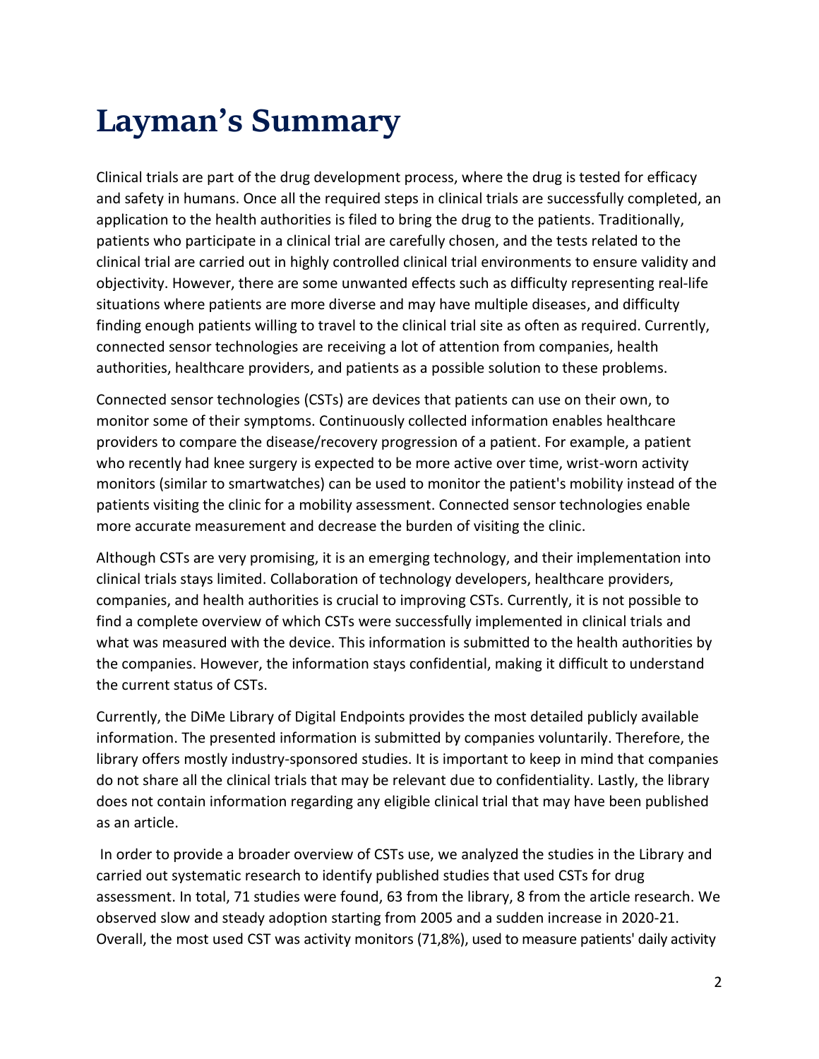# Layman's Summary

Clinical trials are part of the drug development process, where the drug is tested for efficacy and safety in humans. Once all the required steps in clinical trials are successfully completed, an application to the health authorities is filed to bring the drug to the patients. Traditionally, patients who participate in a clinical trial are carefully chosen, and the tests related to the clinical trial are carried out in highly controlled clinical trial environments to ensure validity and objectivity. However, there are some unwanted effects such as difficulty representing real-life situations where patients are more diverse and may have multiple diseases, and difficulty finding enough patients willing to travel to the clinical trial site as often as required. Currently, connected sensor technologies are receiving a lot of attention from companies, health authorities, healthcare providers, and patients as a possible solution to these problems.

Connected sensor technologies (CSTs) are devices that patients can use on their own, to monitor some of their symptoms. Continuously collected information enables healthcare providers to compare the disease/recovery progression of a patient. For example, a patient who recently had knee surgery is expected to be more active over time, wrist-worn activity monitors (similar to smartwatches) can be used to monitor the patient's mobility instead of the patients visiting the clinic for a mobility assessment. Connected sensor technologies enable more accurate measurement and decrease the burden of visiting the clinic.

Although CSTs are very promising, it is an emerging technology, and their implementation into clinical trials stays limited. Collaboration of technology developers, healthcare providers, companies, and health authorities is crucial to improving CSTs. Currently, it is not possible to find a complete overview of which CSTs were successfully implemented in clinical trials and what was measured with the device. This information is submitted to the health authorities by the companies. However, the information stays confidential, making it difficult to understand the current status of CSTs.

Currently, the DiMe Library of Digital Endpoints provides the most detailed publicly available information. The presented information is submitted by companies voluntarily. Therefore, the library offers mostly industry-sponsored studies. It is important to keep in mind that companies do not share all the clinical trials that may be relevant due to confidentiality. Lastly, the library does not contain information regarding any eligible clinical trial that may have been published as an article.

In order to provide a broader overview of CSTs use, we analyzed the studies in the Library and carried out systematic research to identify published studies that used CSTs for drug assessment. In total, 71 studies were found, 63 from the library, 8 from the article research. We observed slow and steady adoption starting from 2005 and a sudden increase in 2020-21. Overall, the most used CST was activity monitors (71,8%), used to measure patients' daily activity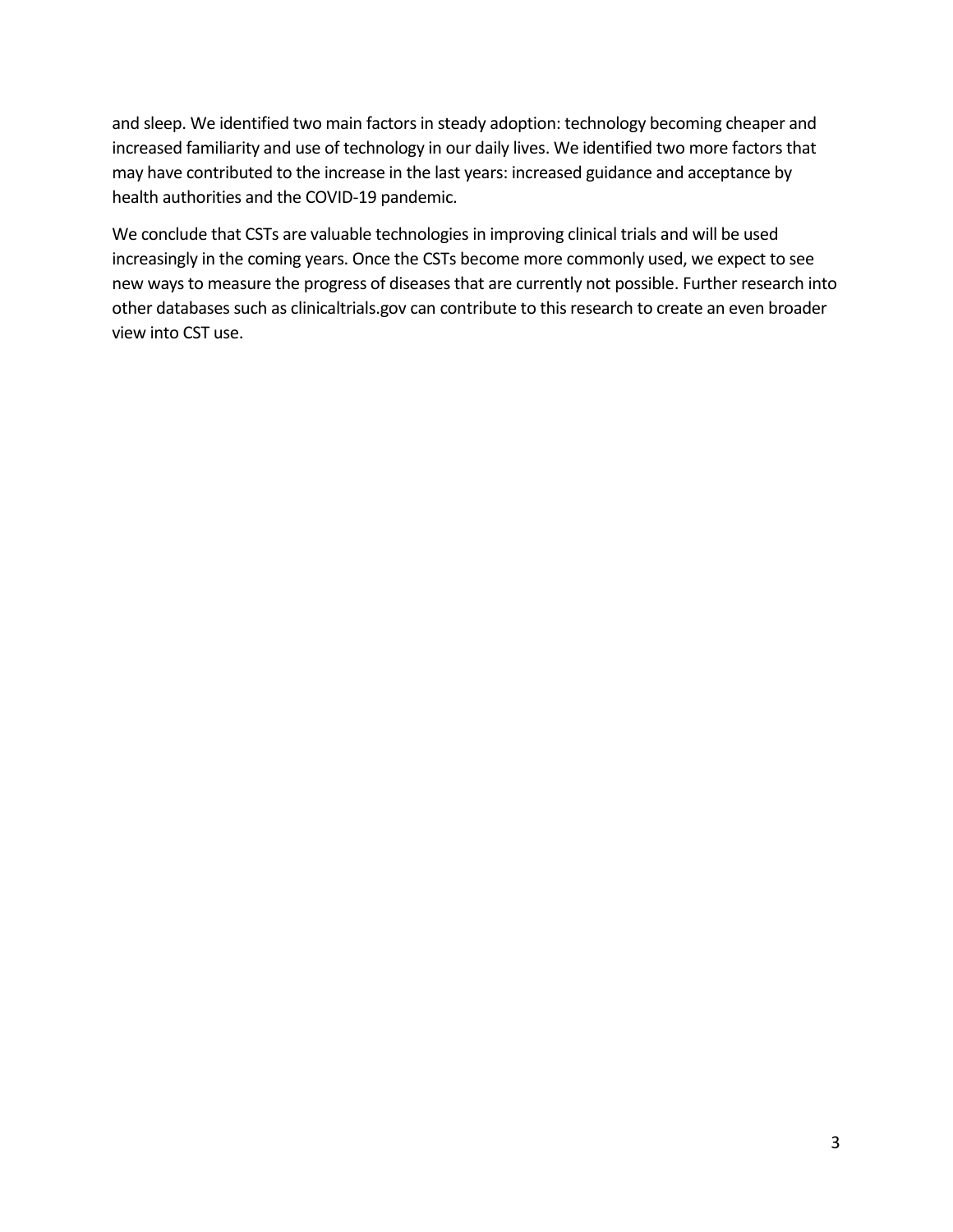and sleep. We identified two main factors in steady adoption: technology becoming cheaper and increased familiarity and use of technology in our daily lives. We identified two more factors that may have contributed to the increase in the last years: increased guidance and acceptance by health authorities and the COVID-19 pandemic.

We conclude that CSTs are valuable technologies in improving clinical trials and will be used increasingly in the coming years. Once the CSTs become more commonly used, we expect to see new ways to measure the progress of diseases that are currently not possible. Further research into other databases such as clinicaltrials.gov can contribute to this research to create an even broader view into CST use.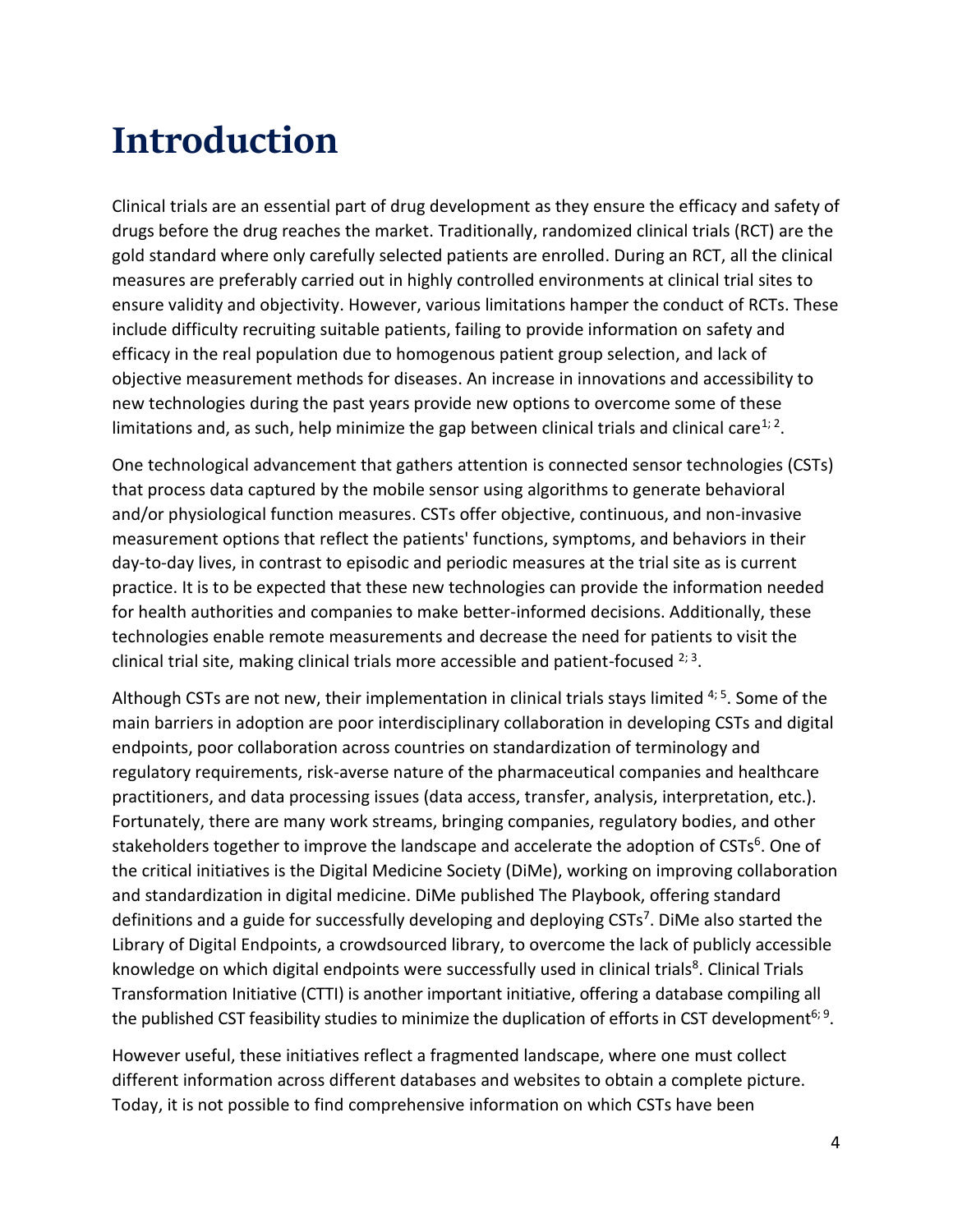# Introduction

Clinical trials are an essential part of drug development as they ensure the efficacy and safety of drugs before the drug reaches the market. Traditionally, randomized clinical trials (RCT) are the gold standard where only carefully selected patients are enrolled. During an RCT, all the clinical measures are preferably carried out in highly controlled environments at clinical trial sites to ensure validity and objectivity. However, various limitations hamper the conduct of RCTs. These include difficulty recruiting suitable patients, failing to provide information on safety and efficacy in the real population due to homogenous patient group selection, and lack of objective measurement methods for diseases. An increase in innovations and accessibility to new technologies during the past years provide new options to overcome some of these limitations and, as such, help minimize the gap between clinical trials and clinical care[1; 2].

One technological advancement that gathers attention is connected sensor technologies (CSTs) that process data captured by the mobile sensor using algorithms to generate behavioral and/or physiological function measures. CSTs offer objective, continuous, and non-invasive measurement options that reflect the patients' functions, symptoms, and behaviors in their day-to-day lives, in contrast to episodic and periodic measures at the trial site as is current practice. It is to be expected that these new technologies can provide the information needed for health authorities and companies to make better-informed decisions. Additionally, these technologies enable remote measurements and decrease the need for patients to visit the clinical trial site, making clinical trials more accessible and patient-focused [2; 3].

Although CSTs are not new, their implementation in clinical trials stays limited [4; 5]. Some of the main barriers in adoption are poor interdisciplinary collaboration in developing CSTs and digital endpoints, poor collaboration across countries on standardization of terminology and regulatory requirements, risk-averse nature of the pharmaceutical companies and healthcare practitioners, and data processing issues (data access, transfer, analysis, interpretation, etc.). Fortunately, there are many work streams, bringing companies, regulatory bodies, and other stakeholders together to improve the landscape and accelerate the adoption of CSTs[6]. One of the critical initiatives is the Digital Medicine Society (DiMe), working on improving collaboration and standardization in digital medicine. DiMe published The Playbook, offering standard definitions and a guide for successfully developing and deploying CSTs[7]. DiMe also started the Library of Digital Endpoints, a crowdsourced library, to overcome the lack of publicly accessible knowledge on which digital endpoints were successfully used in clinical trials[8]. Clinical Trials Transformation Initiative (CTTI) is another important initiative, offering a database compiling all the published CST feasibility studies to minimize the duplication of efforts in CST development[6; 9].

However useful, these initiatives reflect a fragmented landscape, where one must collect different information across different databases and websites to obtain a complete picture. Today, it is not possible to find comprehensive information on which CSTs have been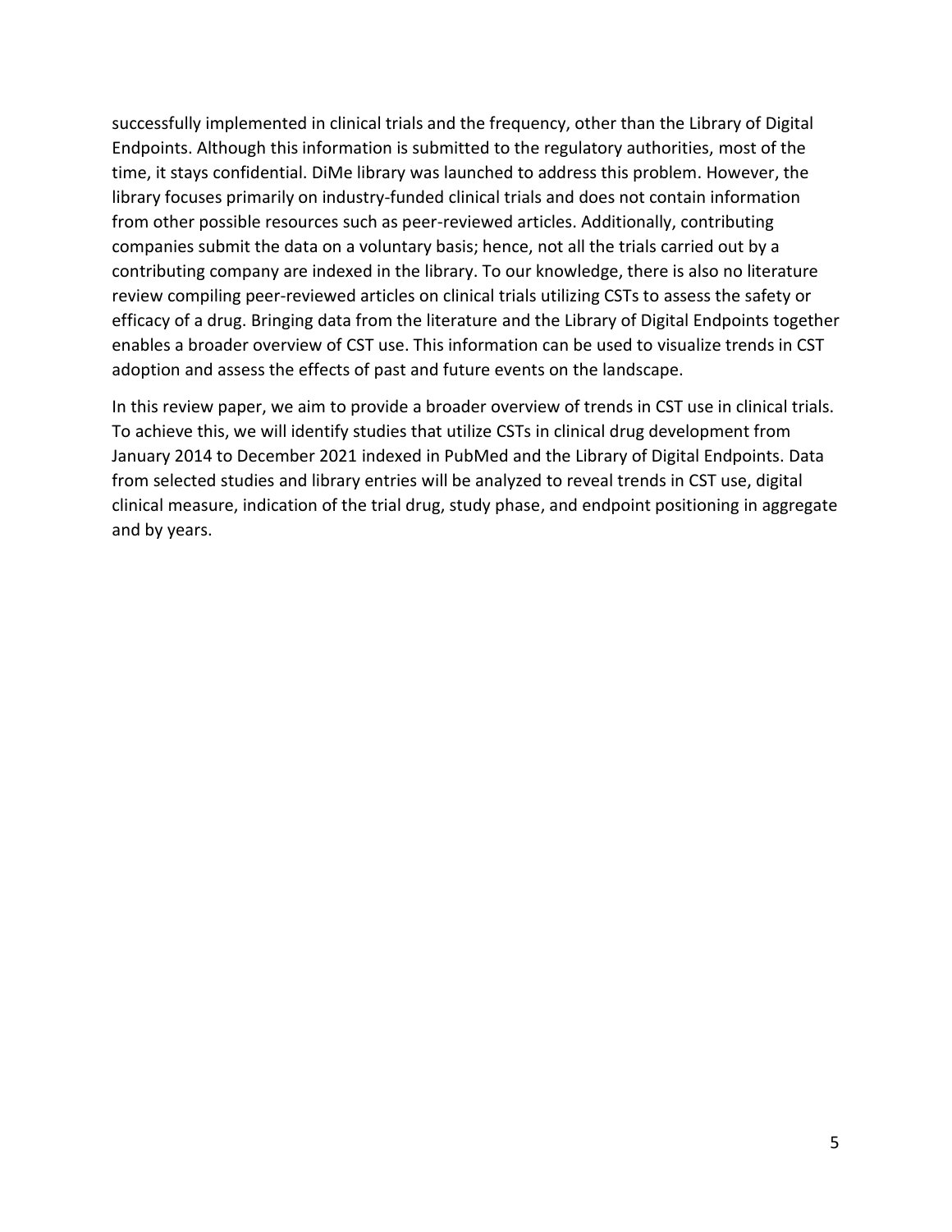successfully implemented in clinical trials and the frequency, other than the Library of Digital Endpoints. Although this information is submitted to the regulatory authorities, most of the time, it stays confidential. DiMe library was launched to address this problem. However, the library focuses primarily on industry-funded clinical trials and does not contain information from other possible resources such as peer-reviewed articles. Additionally, contributing companies submit the data on a voluntary basis; hence, not all the trials carried out by a contributing company are indexed in the library. To our knowledge, there is also no literature review compiling peer-reviewed articles on clinical trials utilizing CSTs to assess the safety or efficacy of a drug. Bringing data from the literature and the Library of Digital Endpoints together enables a broader overview of CST use. This information can be used to visualize trends in CST adoption and assess the effects of past and future events on the landscape.

In this review paper, we aim to provide a broader overview of trends in CST use in clinical trials. To achieve this, we will identify studies that utilize CSTs in clinical drug development from January 2014 to December 2021 indexed in PubMed and the Library of Digital Endpoints. Data from selected studies and library entries will be analyzed to reveal trends in CST use, digital clinical measure, indication of the trial drug, study phase, and endpoint positioning in aggregate and by years.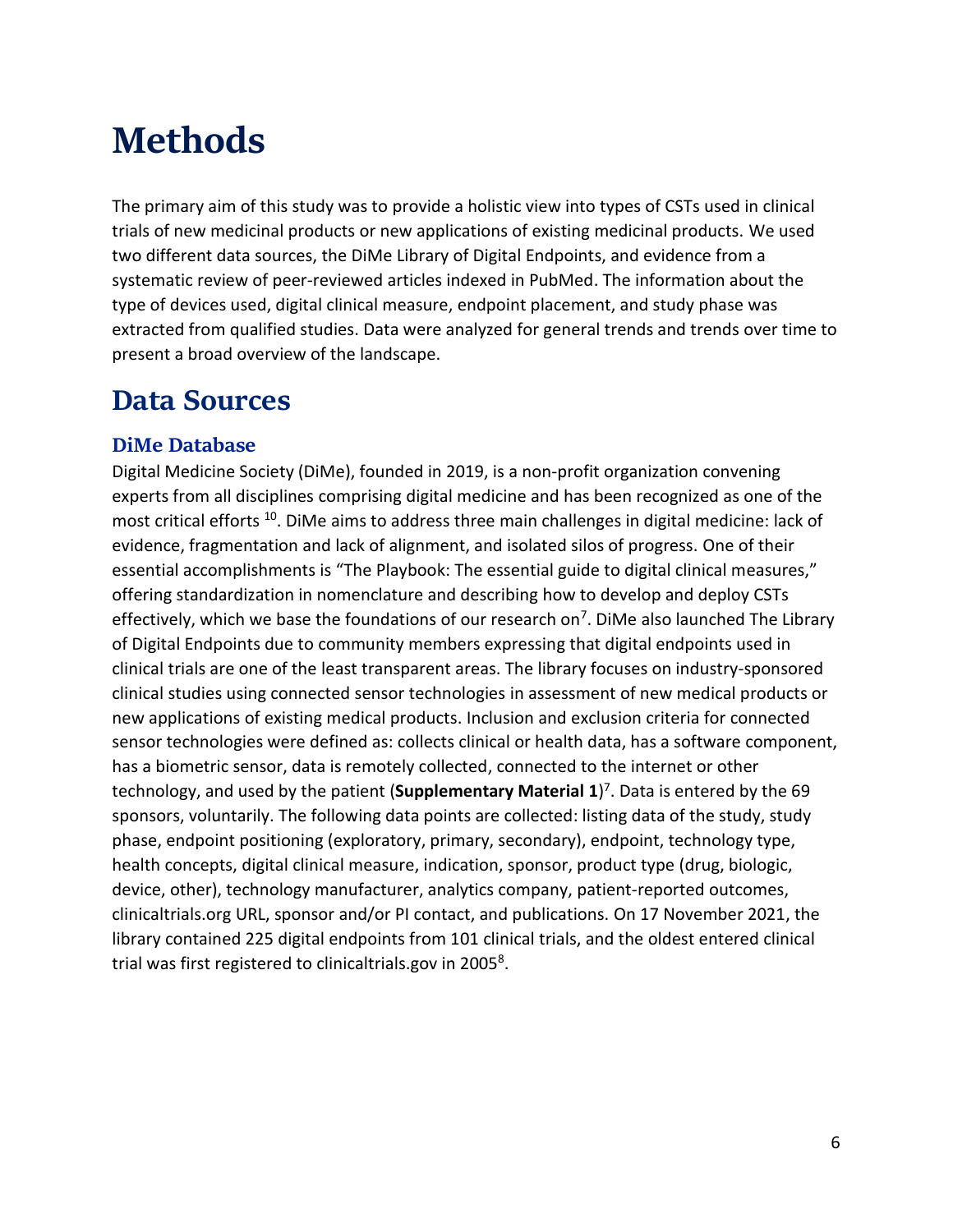# Methods

The primary aim of this study was to provide a holistic view into types of CSTs used in clinical trials of new medicinal products or new applications of existing medicinal products. We used two different data sources, the DiMe Library of Digital Endpoints, and evidence from a systematic review of peer-reviewed articles indexed in PubMed. The information about the type of devices used, digital clinical measure, endpoint placement, and study phase was extracted from qualified studies. Data were analyzed for general trends and trends over time to present a broad overview of the landscape.

## Data Sources

### DiMe Database

Digital Medicine Society (DiMe), founded in 2019, is a non-profit organization convening experts from all disciplines comprising digital medicine and has been recognized as one of the most critical efforts [10]. DiMe aims to address three main challenges in digital medicine: lack of evidence, fragmentation and lack of alignment, and isolated silos of progress. One of their essential accomplishments is "The Playbook: The essential guide to digital clinical measures," offering standardization in nomenclature and describing how to develop and deploy CSTs effectively, which we base the foundations of our research on[7]. DiMe also launched The Library of Digital Endpoints due to community members expressing that digital endpoints used in clinical trials are one of the least transparent areas. The library focuses on industry-sponsored clinical studies using connected sensor technologies in assessment of new medical products or new applications of existing medical products. Inclusion and exclusion criteria for connected sensor technologies were defined as: collects clinical or health data, has a software component, has a biometric sensor, data is remotely collected, connected to the internet or other technology, and used by the patient (**Supplementary Material 1**)[7]. Data is entered by the 69 sponsors, voluntarily. The following data points are collected: listing data of the study, study phase, endpoint positioning (exploratory, primary, secondary), endpoint, technology type, health concepts, digital clinical measure, indication, sponsor, product type (drug, biologic, device, other), technology manufacturer, analytics company, patient-reported outcomes, clinicaltrials.org URL, sponsor and/or PI contact, and publications. On 17 November 2021, the library contained 225 digital endpoints from 101 clinical trials, and the oldest entered clinical trial was first registered to clinicaltrials.gov in 2005[8].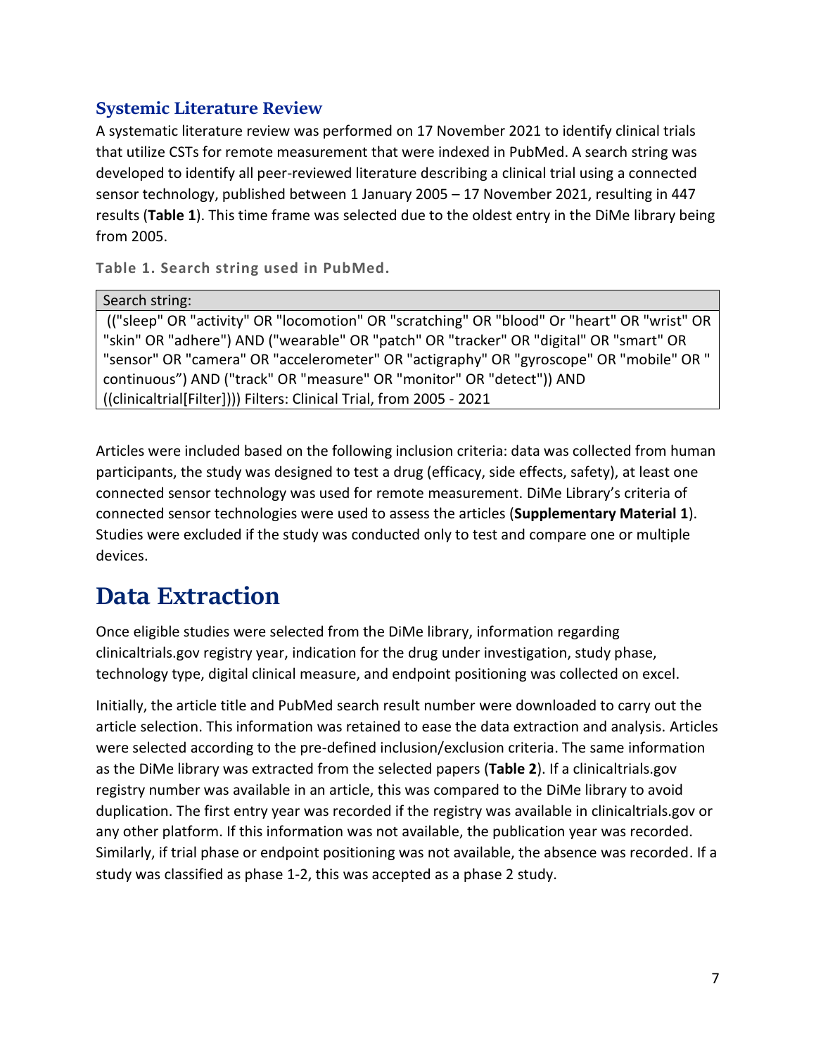## Systemic Literature Review

A systematic literature review was performed on 17 November 2021 to identify clinical trials that utilize CSTs for remote measurement that were indexed in PubMed. A search string was developed to identify all peer-reviewed literature describing a clinical trial using a connected sensor technology, published between 1 January 2005 – 17 November 2021, resulting in 447 results (**Table 1**). This time frame was selected due to the oldest entry in the DiMe library being from 2005.

**Table 1. Search string used in PubMed.**

| Search string: |
| --- |
| (("sleep" OR "activity" OR "locomotion" OR "scratching" OR "blood" Or "heart" OR "wrist" OR "skin" OR "adhere") AND ("wearable" OR "patch" OR "tracker" OR "digital" OR "smart" OR "sensor" OR "camera" OR "accelerometer" OR "actigraphy" OR "gyroscope" OR "mobile" OR " continuous") AND ("track" OR "measure" OR "monitor" OR "detect")) AND ((clinicaltrial[Filter]))) Filters: Clinical Trial, from 2005 - 2021 |

Articles were included based on the following inclusion criteria: data was collected from human participants, the study was designed to test a drug (efficacy, side effects, safety), at least one connected sensor technology was used for remote measurement. DiMe Library's criteria of connected sensor technologies were used to assess the articles (**Supplementary Material 1**). Studies were excluded if the study was conducted only to test and compare one or multiple devices.

# Data Extraction

Once eligible studies were selected from the DiMe library, information regarding clinicaltrials.gov registry year, indication for the drug under investigation, study phase, technology type, digital clinical measure, and endpoint positioning was collected on excel.

Initially, the article title and PubMed search result number were downloaded to carry out the article selection. This information was retained to ease the data extraction and analysis. Articles were selected according to the pre-defined inclusion/exclusion criteria. The same information as the DiMe library was extracted from the selected papers (**Table 2**). If a clinicaltrials.gov registry number was available in an article, this was compared to the DiMe library to avoid duplication. The first entry year was recorded if the registry was available in clinicaltrials.gov or any other platform. If this information was not available, the publication year was recorded. Similarly, if trial phase or endpoint positioning was not available, the absence was recorded. If a study was classified as phase 1-2, this was accepted as a phase 2 study.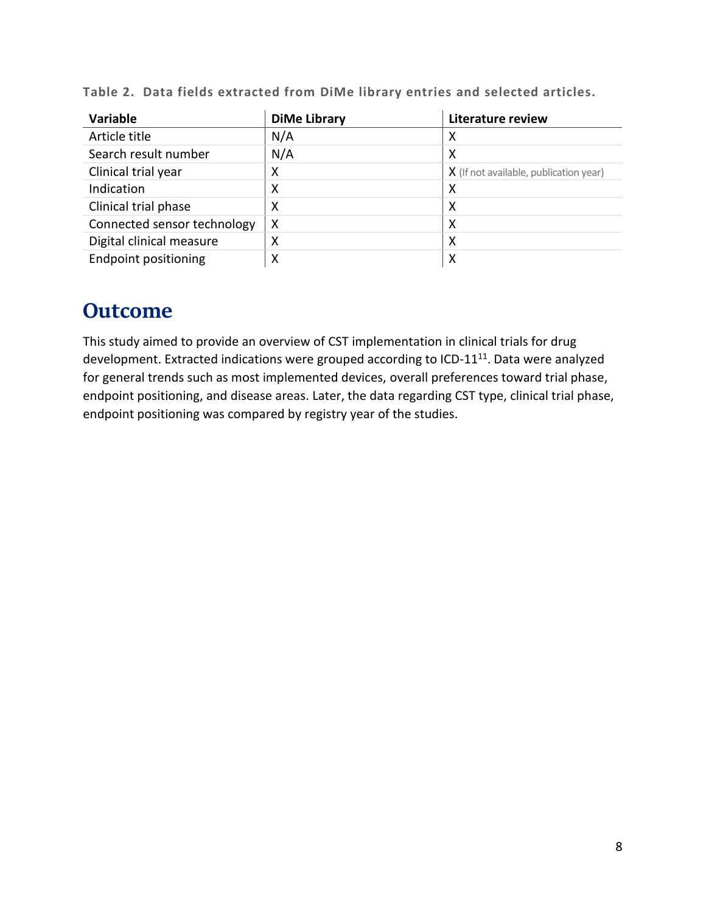**Table 2. Data fields extracted from DiMe library entries and selected articles.**

| Variable | DiMe Library | Literature review |
|---|---|---|
| Article title | N/A | X |
| Search result number | N/A | X |
| Clinical trial year | X | X (If not available, publication year) |
| Indication | X | X |
| Clinical trial phase | X | X |
| Connected sensor technology | X | X |
| Digital clinical measure | X | X |
| Endpoint positioning | X | X |

# Outcome

This study aimed to provide an overview of CST implementation in clinical trials for drug development. Extracted indications were grouped according to ICD-11[11]. Data were analyzed for general trends such as most implemented devices, overall preferences toward trial phase, endpoint positioning, and disease areas. Later, the data regarding CST type, clinical trial phase, endpoint positioning was compared by registry year of the studies.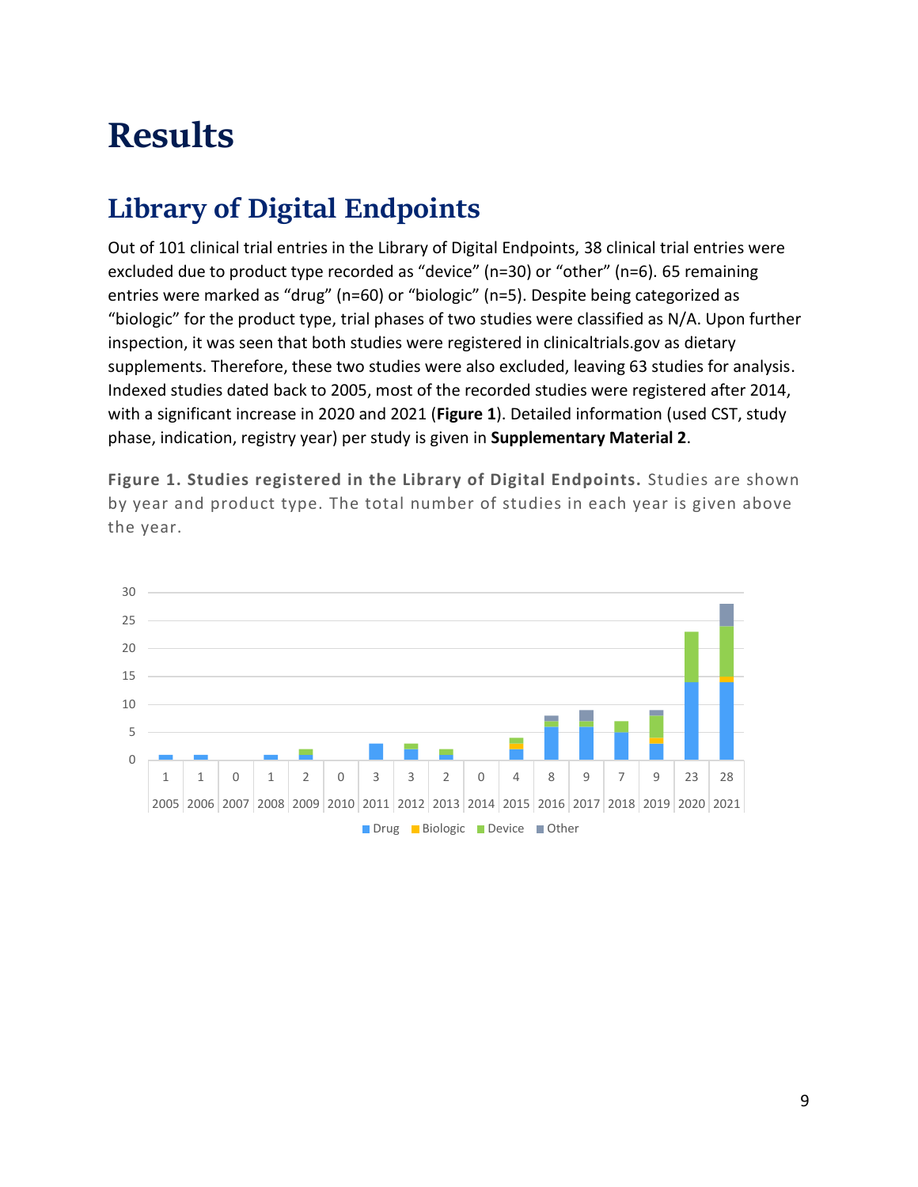# Results

## Library of Digital Endpoints

Out of 101 clinical trial entries in the Library of Digital Endpoints, 38 clinical trial entries were excluded due to product type recorded as "device" (n=30) or "other" (n=6). 65 remaining entries were marked as "drug" (n=60) or "biologic" (n=5). Despite being categorized as "biologic" for the product type, trial phases of two studies were classified as N/A. Upon further inspection, it was seen that both studies were registered in clinicaltrials.gov as dietary supplements. Therefore, these two studies were also excluded, leaving 63 studies for analysis. Indexed studies dated back to 2005, most of the recorded studies were registered after 2014, with a significant increase in 2020 and 2021 (**Figure 1**). Detailed information (used CST, study phase, indication, registry year) per study is given in **Supplementary Material 2**.

**Figure 1. Studies registered in the Library of Digital Endpoints.** Studies are shown by year and product type. The total number of studies in each year is given above the year.

| 2005 | 2006 | 2007 | 2008 | 2009 | 2010 | 2011 | 2012 | 2013 | 2014 | 2015 | 2016 | 2017 | 2018 | 2019 | 2020 | 2021 |
|---|---|---|---|---|---|---|---|---|---|---|---|---|---|---|---|---|
| 1 | 1 | 0 | 1 | 2 | 0 | 3 | 3 | 2 | 0 | 4 | 8 | 9 | 7 | 9 | 23 | 28 |

Drug | Biologic | Device | Other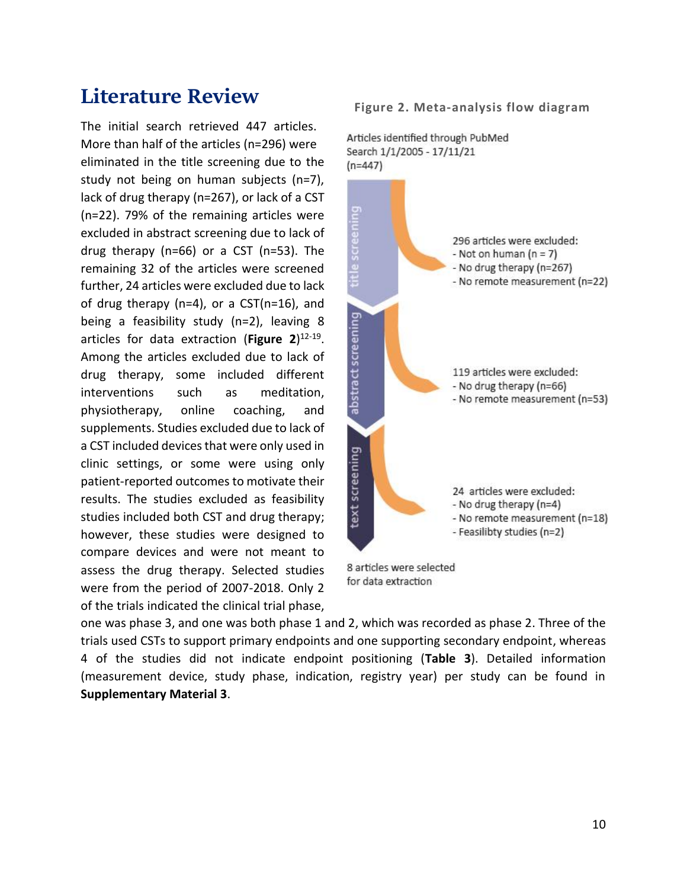# Literature Review

The initial search retrieved 447 articles. More than half of the articles (n=296) were eliminated in the title screening due to the study not being on human subjects (n=7), lack of drug therapy (n=267), or lack of a CST (n=22). 79% of the remaining articles were excluded in abstract screening due to lack of drug therapy (n=66) or a CST (n=53). The remaining 32 of the articles were screened further, 24 articles were excluded due to lack of drug therapy (n=4), or a CST(n=16), and being a feasibility study (n=2), leaving 8 articles for data extraction (**Figure 2**)[12-19]. Among the articles excluded due to lack of drug therapy, some included different interventions such as meditation, physiotherapy, online coaching, and supplements. Studies excluded due to lack of a CST included devices that were only used in clinic settings, or some were using only patient-reported outcomes to motivate their results. The studies excluded as feasibility studies included both CST and drug therapy; however, these studies were designed to compare devices and were not meant to assess the drug therapy. Selected studies were from the period of 2007-2018. Only 2 of the trials indicated the clinical trial phase, one was phase 3, and one was both phase 1 and 2, which was recorded as phase 2. Three of the trials used CSTs to support primary endpoints and one supporting secondary endpoint, whereas 4 of the studies did not indicate endpoint positioning (**Table 3**). Detailed information (measurement device, study phase, indication, registry year) per study can be found in **Supplementary Material 3**.

**Figure 2. Meta-analysis flow diagram**

Articles identified through PubMed Search 1/1/2005 - 17/11/21 (n=447)

title screening

296 articles were excluded:
- Not on human (n = 7)
- No drug therapy (n=267)
- No remote measurement (n=22)

abstract screening

119 articles were excluded:
- No drug therapy (n=66)
- No remote measurement (n=53)

text screening

24 articles were excluded:
- No drug therapy (n=4)
- No remote measurement (n=18)
- Feasilibty studies (n=2)

8 articles were selected for data extraction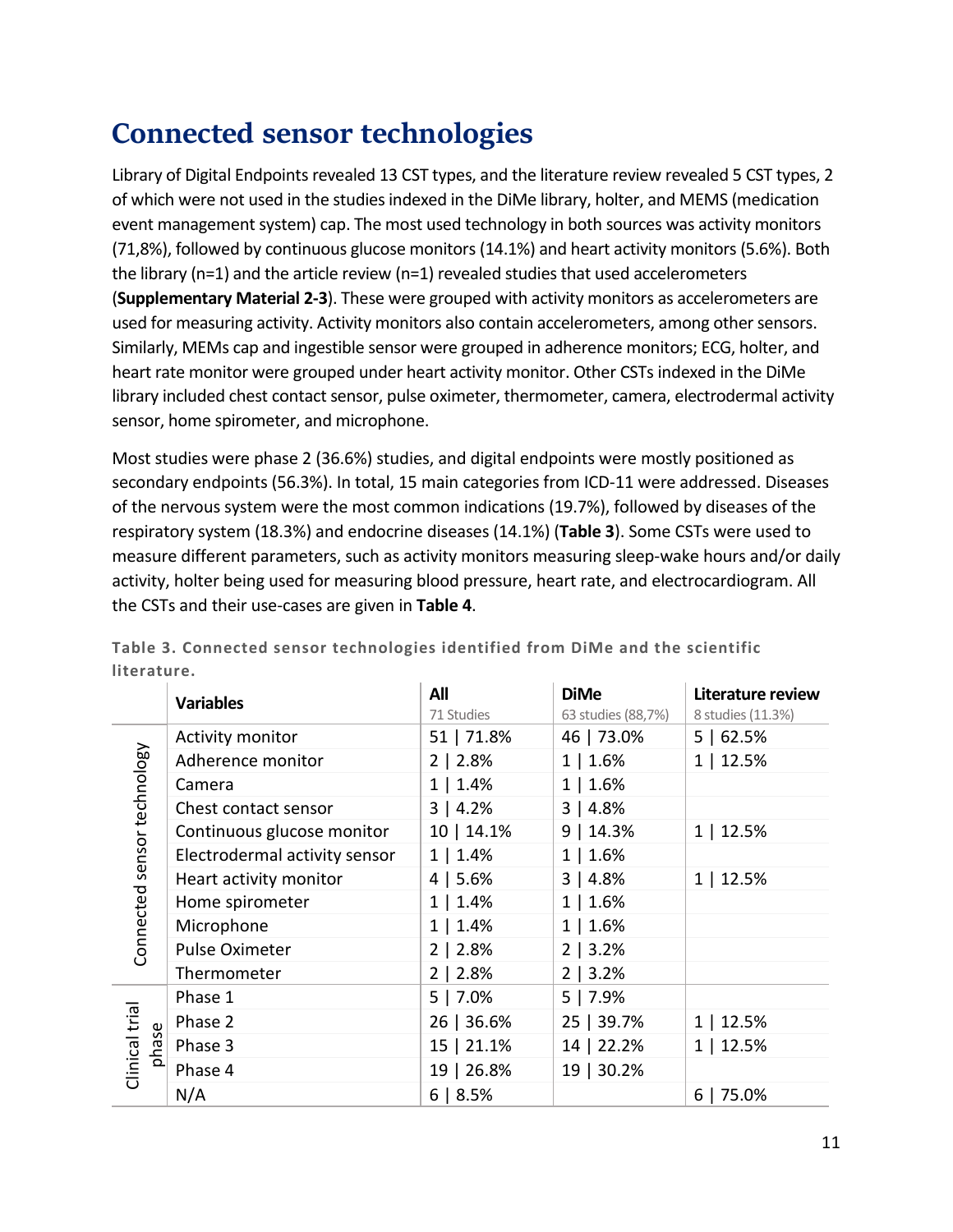# Connected sensor technologies

Library of Digital Endpoints revealed 13 CST types, and the literature review revealed 5 CST types, 2 of which were not used in the studies indexed in the DiMe library, holter, and MEMS (medication event management system) cap. The most used technology in both sources was activity monitors (71,8%), followed by continuous glucose monitors (14.1%) and heart activity monitors (5.6%). Both the library (n=1) and the article review (n=1) revealed studies that used accelerometers (**Supplementary Material 2-3**). These were grouped with activity monitors as accelerometers are used for measuring activity. Activity monitors also contain accelerometers, among other sensors. Similarly, MEMs cap and ingestible sensor were grouped in adherence monitors; ECG, holter, and heart rate monitor were grouped under heart activity monitor. Other CSTs indexed in the DiMe library included chest contact sensor, pulse oximeter, thermometer, camera, electrodermal activity sensor, home spirometer, and microphone.

Most studies were phase 2 (36.6%) studies, and digital endpoints were mostly positioned as secondary endpoints (56.3%). In total, 15 main categories from ICD-11 were addressed. Diseases of the nervous system were the most common indications (19.7%), followed by diseases of the respiratory system (18.3%) and endocrine diseases (14.1%) (**Table 3**). Some CSTs were used to measure different parameters, such as activity monitors measuring sleep-wake hours and/or daily activity, holter being used for measuring blood pressure, heart rate, and electrocardiogram. All the CSTs and their use-cases are given in **Table 4**.

**Table 3. Connected sensor technologies identified from DiMe and the scientific literature.**

| | Variables | All<br>71 Studies | DiMe<br>63 studies (88,7%) | Literature review<br>8 studies (11.3%) |
|---|---|---|---|---|
| Connected sensor technology | Activity monitor | 51 \| 71.8% | 46 \| 73.0% | 5 \| 62.5% |
| | Adherence monitor | 2 \| 2.8% | 1 \| 1.6% | 1 \| 12.5% |
| | Camera | 1 \| 1.4% | 1 \| 1.6% | |
| | Chest contact sensor | 3 \| 4.2% | 3 \| 4.8% | |
| | Continuous glucose monitor | 10 \| 14.1% | 9 \| 14.3% | 1 \| 12.5% |
| | Electrodermal activity sensor | 1 \| 1.4% | 1 \| 1.6% | |
| | Heart activity monitor | 4 \| 5.6% | 3 \| 4.8% | 1 \| 12.5% |
| | Home spirometer | 1 \| 1.4% | 1 \| 1.6% | |
| | Microphone | 1 \| 1.4% | 1 \| 1.6% | |
| | Pulse Oximeter | 2 \| 2.8% | 2 \| 3.2% | |
| | Thermometer | 2 \| 2.8% | 2 \| 3.2% | |
| Clinical trial phase | Phase 1 | 5 \| 7.0% | 5 \| 7.9% | |
| | Phase 2 | 26 \| 36.6% | 25 \| 39.7% | 1 \| 12.5% |
| | Phase 3 | 15 \| 21.1% | 14 \| 22.2% | 1 \| 12.5% |
| | Phase 4 | 19 \| 26.8% | 19 \| 30.2% | |
| | N/A | 6 \| 8.5% | | 6 \| 75.0% |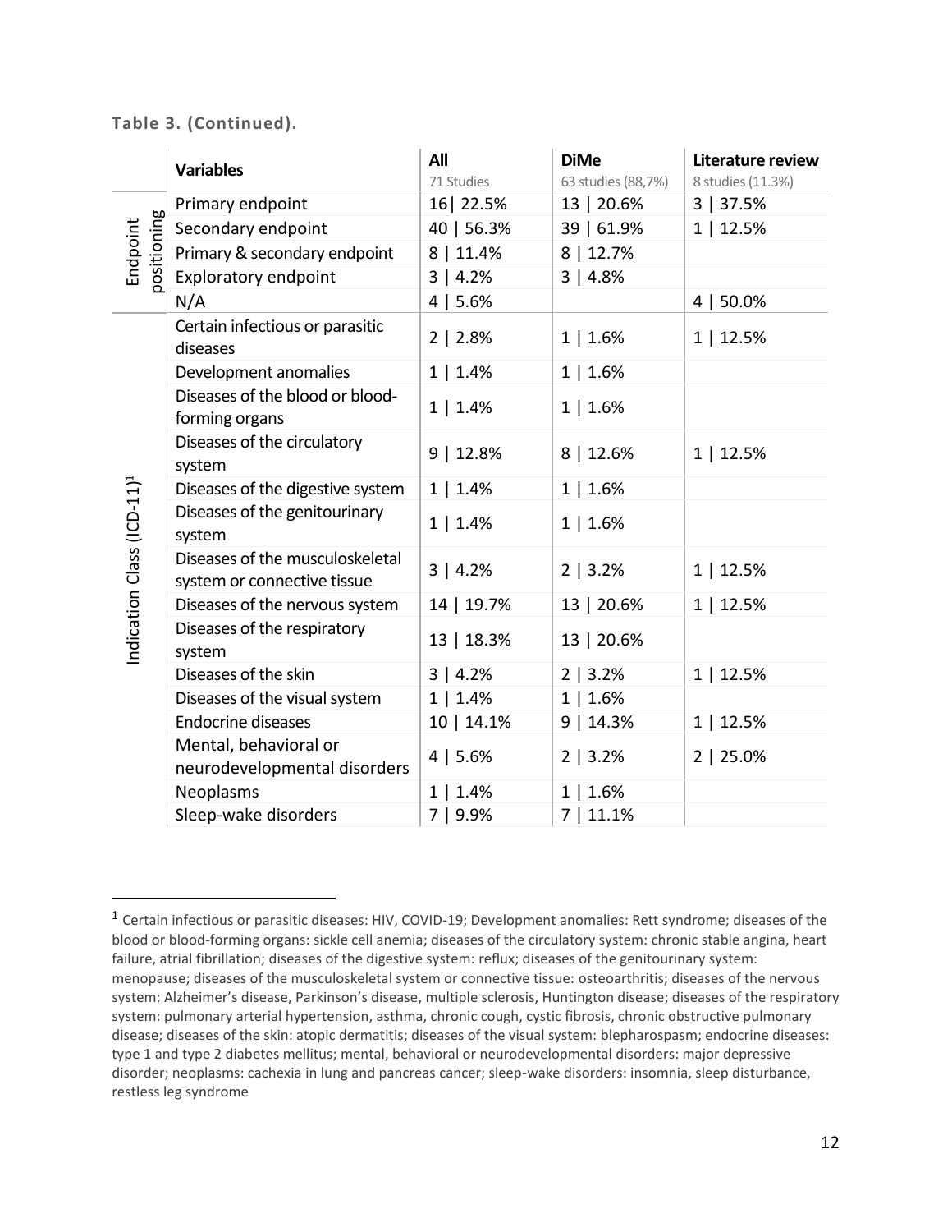**Table 3. (Continued).**

| | Variables | All<br>71 Studies | DiMe<br>63 studies (88,7%) | Literature review<br>8 studies (11.3%) |
|---|---|---|---|---|
| Endpoint positioning | Primary endpoint | 16\| 22.5% | 13 \| 20.6% | 3 \| 37.5% |
| | Secondary endpoint | 40 \| 56.3% | 39 \| 61.9% | 1 \| 12.5% |
| | Primary & secondary endpoint | 8 \| 11.4% | 8 \| 12.7% | |
| | Exploratory endpoint | 3 \| 4.2% | 3 \| 4.8% | |
| | N/A | 4 \| 5.6% | | 4 \| 50.0% |
| Indication Class (ICD-11)[1] | Certain infectious or parasitic diseases | 2 \| 2.8% | 1 \| 1.6% | 1 \| 12.5% |
| | Development anomalies | 1 \| 1.4% | 1 \| 1.6% | |
| | Diseases of the blood or blood-forming organs | 1 \| 1.4% | 1 \| 1.6% | |
| | Diseases of the circulatory system | 9 \| 12.8% | 8 \| 12.6% | 1 \| 12.5% |
| | Diseases of the digestive system | 1 \| 1.4% | 1 \| 1.6% | |
| | Diseases of the genitourinary system | 1 \| 1.4% | 1 \| 1.6% | |
| | Diseases of the musculoskeletal system or connective tissue | 3 \| 4.2% | 2 \| 3.2% | 1 \| 12.5% |
| | Diseases of the nervous system | 14 \| 19.7% | 13 \| 20.6% | 1 \| 12.5% |
| | Diseases of the respiratory system | 13 \| 18.3% | 13 \| 20.6% | |
| | Diseases of the skin | 3 \| 4.2% | 2 \| 3.2% | 1 \| 12.5% |
| | Diseases of the visual system | 1 \| 1.4% | 1 \| 1.6% | |
| | Endocrine diseases | 10 \| 14.1% | 9 \| 14.3% | 1 \| 12.5% |
| | Mental, behavioral or neurodevelopmental disorders | 4 \| 5.6% | 2 \| 3.2% | 2 \| 25.0% |
| | Neoplasms | 1 \| 1.4% | 1 \| 1.6% | |
| | Sleep-wake disorders | 7 \| 9.9% | 7 \| 11.1% | |

[1] Certain infectious or parasitic diseases: HIV, COVID-19; Development anomalies: Rett syndrome; diseases of the blood or blood-forming organs: sickle cell anemia; diseases of the circulatory system: chronic stable angina, heart failure, atrial fibrillation; diseases of the digestive system: reflux; diseases of the genitourinary system: menopause; diseases of the musculoskeletal system or connective tissue: osteoarthritis; diseases of the nervous system: Alzheimer's disease, Parkinson's disease, multiple sclerosis, Huntington disease; diseases of the respiratory system: pulmonary arterial hypertension, asthma, chronic cough, cystic fibrosis, chronic obstructive pulmonary disease; diseases of the skin: atopic dermatitis; diseases of the visual system: blepharospasm; endocrine diseases: type 1 and type 2 diabetes mellitus; mental, behavioral or neurodevelopmental disorders: major depressive disorder; neoplasms: cachexia in lung and pancreas cancer; sleep-wake disorders: insomnia, sleep disturbance, restless leg syndrome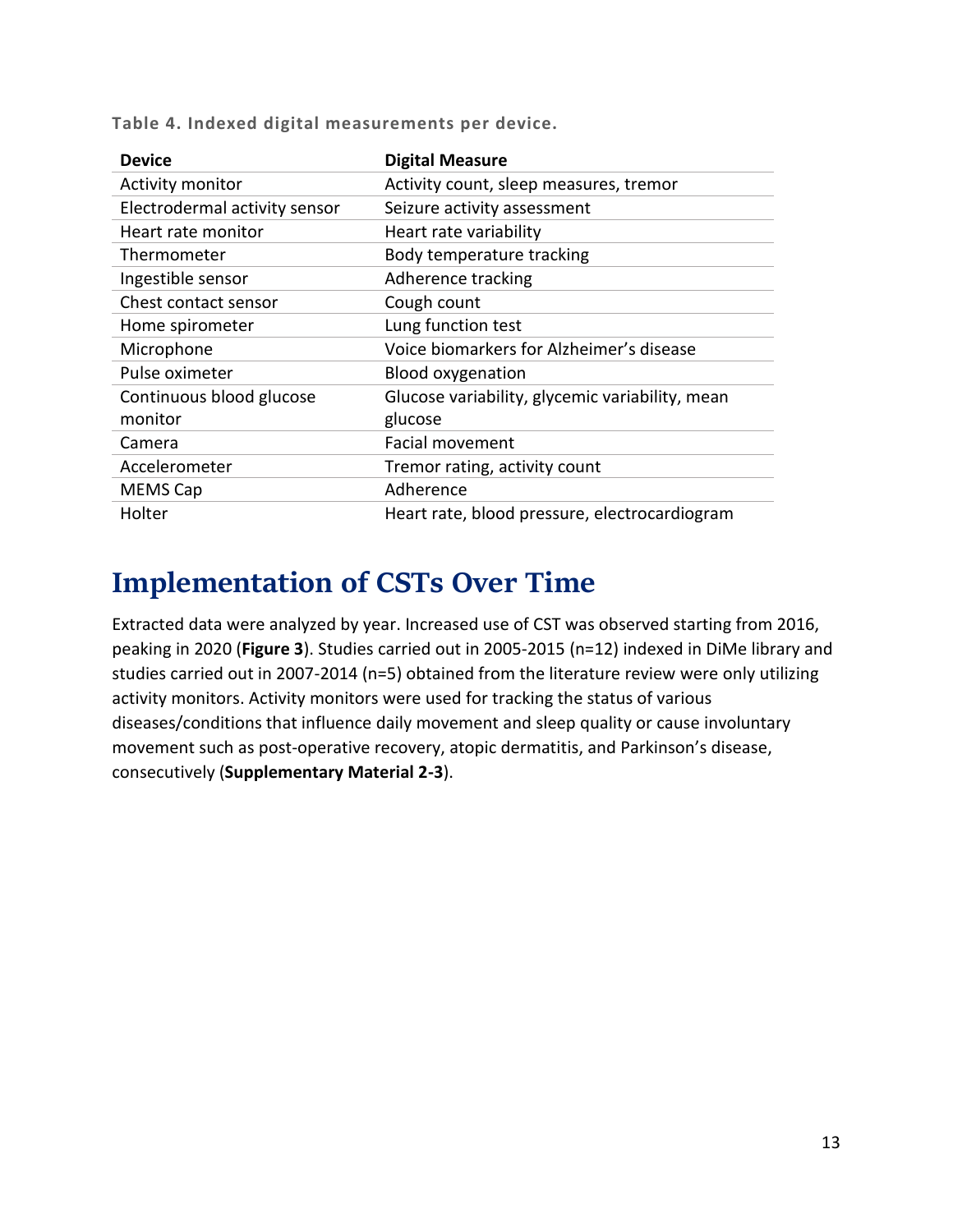**Table 4. Indexed digital measurements per device.**

| Device | Digital Measure |
|---|---|
| Activity monitor | Activity count, sleep measures, tremor |
| Electrodermal activity sensor | Seizure activity assessment |
| Heart rate monitor | Heart rate variability |
| Thermometer | Body temperature tracking |
| Ingestible sensor | Adherence tracking |
| Chest contact sensor | Cough count |
| Home spirometer | Lung function test |
| Microphone | Voice biomarkers for Alzheimer's disease |
| Pulse oximeter | Blood oxygenation |
| Continuous blood glucose monitor | Glucose variability, glycemic variability, mean glucose |
| Camera | Facial movement |
| Accelerometer | Tremor rating, activity count |
| MEMS Cap | Adherence |
| Holter | Heart rate, blood pressure, electrocardiogram |

# Implementation of CSTs Over Time

Extracted data were analyzed by year. Increased use of CST was observed starting from 2016, peaking in 2020 (**Figure 3**). Studies carried out in 2005-2015 (n=12) indexed in DiMe library and studies carried out in 2007-2014 (n=5) obtained from the literature review were only utilizing activity monitors. Activity monitors were used for tracking the status of various diseases/conditions that influence daily movement and sleep quality or cause involuntary movement such as post-operative recovery, atopic dermatitis, and Parkinson's disease, consecutively (**Supplementary Material 2-3**).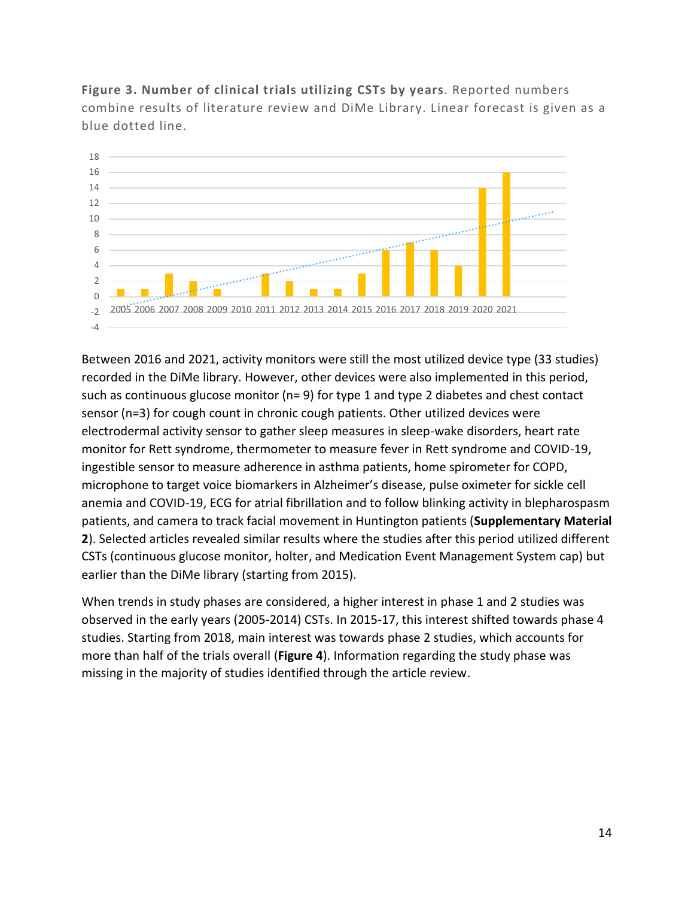**Figure 3. Number of clinical trials utilizing CSTs by years**. Reported numbers combine results of literature review and DiMe Library. Linear forecast is given as a blue dotted line.

Between 2016 and 2021, activity monitors were still the most utilized device type (33 studies) recorded in the DiMe library. However, other devices were also implemented in this period, such as continuous glucose monitor (n= 9) for type 1 and type 2 diabetes and chest contact sensor (n=3) for cough count in chronic cough patients. Other utilized devices were electrodermal activity sensor to gather sleep measures in sleep-wake disorders, heart rate monitor for Rett syndrome, thermometer to measure fever in Rett syndrome and COVID-19, ingestible sensor to measure adherence in asthma patients, home spirometer for COPD, microphone to target voice biomarkers in Alzheimer's disease, pulse oximeter for sickle cell anemia and COVID-19, ECG for atrial fibrillation and to follow blinking activity in blepharospasm patients, and camera to track facial movement in Huntington patients (**Supplementary Material 2**). Selected articles revealed similar results where the studies after this period utilized different CSTs (continuous glucose monitor, holter, and Medication Event Management System cap) but earlier than the DiMe library (starting from 2015).

When trends in study phases are considered, a higher interest in phase 1 and 2 studies was observed in the early years (2005-2014) CSTs. In 2015-17, this interest shifted towards phase 4 studies. Starting from 2018, main interest was towards phase 2 studies, which accounts for more than half of the trials overall (**Figure 4**). Information regarding the study phase was missing in the majority of studies identified through the article review.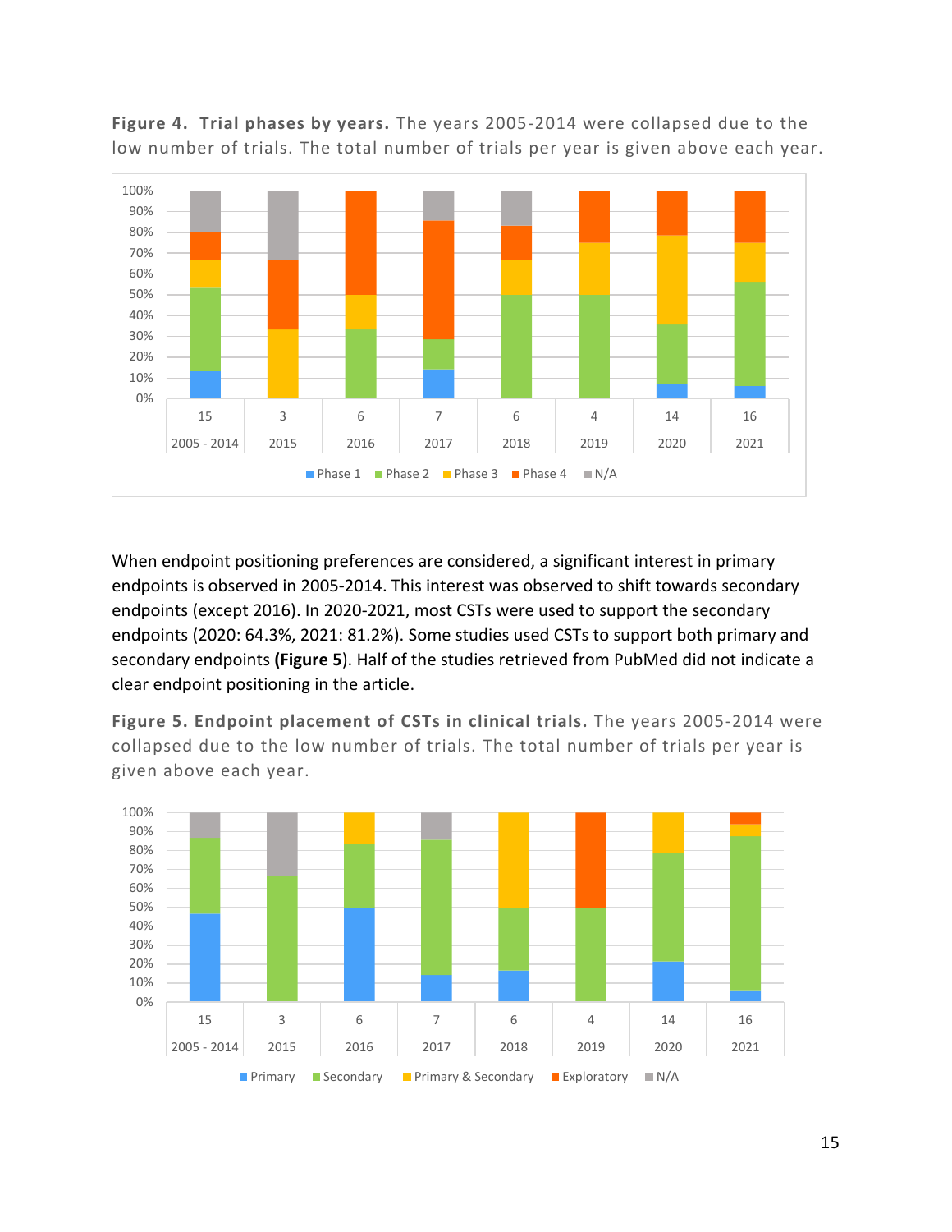**Figure 4. Trial phases by years.** The years 2005-2014 were collapsed due to the low number of trials. The total number of trials per year is given above each year.

When endpoint positioning preferences are considered, a significant interest in primary endpoints is observed in 2005-2014. This interest was observed to shift towards secondary endpoints (except 2016). In 2020-2021, most CSTs were used to support the secondary endpoints (2020: 64.3%, 2021: 81.2%). Some studies used CSTs to support both primary and secondary endpoints **(Figure 5**). Half of the studies retrieved from PubMed did not indicate a clear endpoint positioning in the article.

**Figure 5. Endpoint placement of CSTs in clinical trials.** The years 2005-2014 were collapsed due to the low number of trials. The total number of trials per year is given above each year.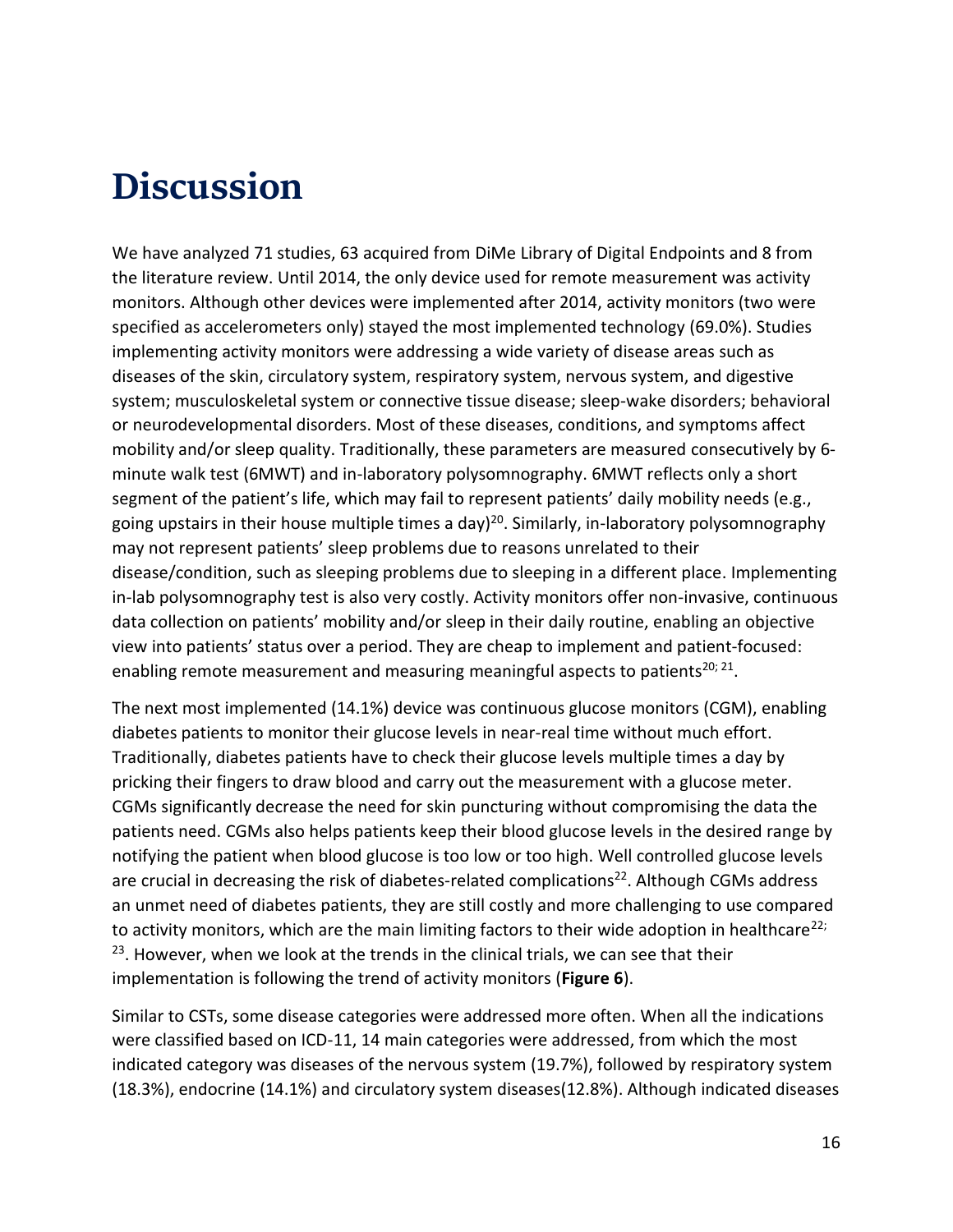# Discussion

We have analyzed 71 studies, 63 acquired from DiMe Library of Digital Endpoints and 8 from the literature review. Until 2014, the only device used for remote measurement was activity monitors. Although other devices were implemented after 2014, activity monitors (two were specified as accelerometers only) stayed the most implemented technology (69.0%). Studies implementing activity monitors were addressing a wide variety of disease areas such as diseases of the skin, circulatory system, respiratory system, nervous system, and digestive system; musculoskeletal system or connective tissue disease; sleep-wake disorders; behavioral or neurodevelopmental disorders. Most of these diseases, conditions, and symptoms affect mobility and/or sleep quality. Traditionally, these parameters are measured consecutively by 6-minute walk test (6MWT) and in-laboratory polysomnography. 6MWT reflects only a short segment of the patient's life, which may fail to represent patients' daily mobility needs (e.g., going upstairs in their house multiple times a day)[20]. Similarly, in-laboratory polysomnography may not represent patients' sleep problems due to reasons unrelated to their disease/condition, such as sleeping problems due to sleeping in a different place. Implementing in-lab polysomnography test is also very costly. Activity monitors offer non-invasive, continuous data collection on patients' mobility and/or sleep in their daily routine, enabling an objective view into patients' status over a period. They are cheap to implement and patient-focused: enabling remote measurement and measuring meaningful aspects to patients[20; 21].

The next most implemented (14.1%) device was continuous glucose monitors (CGM), enabling diabetes patients to monitor their glucose levels in near-real time without much effort. Traditionally, diabetes patients have to check their glucose levels multiple times a day by pricking their fingers to draw blood and carry out the measurement with a glucose meter. CGMs significantly decrease the need for skin puncturing without compromising the data the patients need. CGMs also helps patients keep their blood glucose levels in the desired range by notifying the patient when blood glucose is too low or too high. Well controlled glucose levels are crucial in decreasing the risk of diabetes-related complications[22]. Although CGMs address an unmet need of diabetes patients, they are still costly and more challenging to use compared to activity monitors, which are the main limiting factors to their wide adoption in healthcare[22; 23]. However, when we look at the trends in the clinical trials, we can see that their implementation is following the trend of activity monitors (**Figure 6**).

Similar to CSTs, some disease categories were addressed more often. When all the indications were classified based on ICD-11, 14 main categories were addressed, from which the most indicated category was diseases of the nervous system (19.7%), followed by respiratory system (18.3%), endocrine (14.1%) and circulatory system diseases(12.8%). Although indicated diseases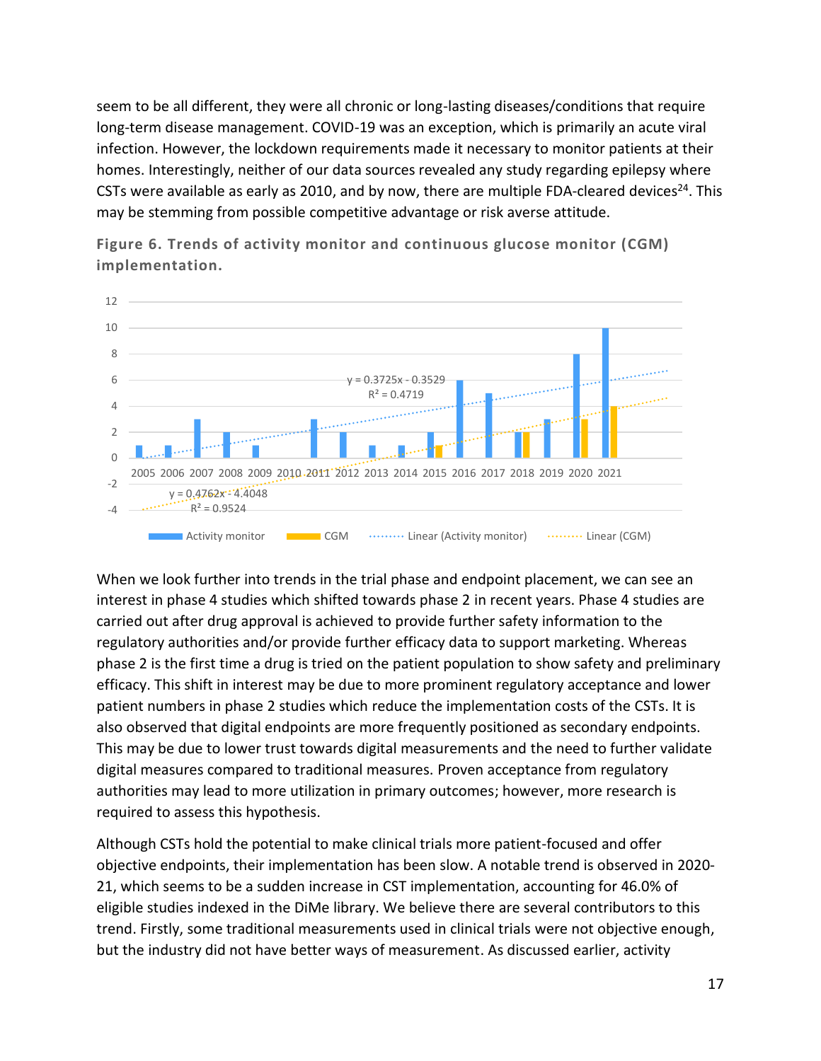seem to be all different, they were all chronic or long-lasting diseases/conditions that require long-term disease management. COVID-19 was an exception, which is primarily an acute viral infection. However, the lockdown requirements made it necessary to monitor patients at their homes. Interestingly, neither of our data sources revealed any study regarding epilepsy where CSTs were available as early as 2010, and by now, there are multiple FDA-cleared devices[24]. This may be stemming from possible competitive advantage or risk averse attitude.

**Figure 6. Trends of activity monitor and continuous glucose monitor (CGM) implementation.**

When we look further into trends in the trial phase and endpoint placement, we can see an interest in phase 4 studies which shifted towards phase 2 in recent years. Phase 4 studies are carried out after drug approval is achieved to provide further safety information to the regulatory authorities and/or provide further efficacy data to support marketing. Whereas phase 2 is the first time a drug is tried on the patient population to show safety and preliminary efficacy. This shift in interest may be due to more prominent regulatory acceptance and lower patient numbers in phase 2 studies which reduce the implementation costs of the CSTs. It is also observed that digital endpoints are more frequently positioned as secondary endpoints. This may be due to lower trust towards digital measurements and the need to further validate digital measures compared to traditional measures. Proven acceptance from regulatory authorities may lead to more utilization in primary outcomes; however, more research is required to assess this hypothesis.

Although CSTs hold the potential to make clinical trials more patient-focused and offer objective endpoints, their implementation has been slow. A notable trend is observed in 2020-21, which seems to be a sudden increase in CST implementation, accounting for 46.0% of eligible studies indexed in the DiMe library. We believe there are several contributors to this trend. Firstly, some traditional measurements used in clinical trials were not objective enough, but the industry did not have better ways of measurement. As discussed earlier, activity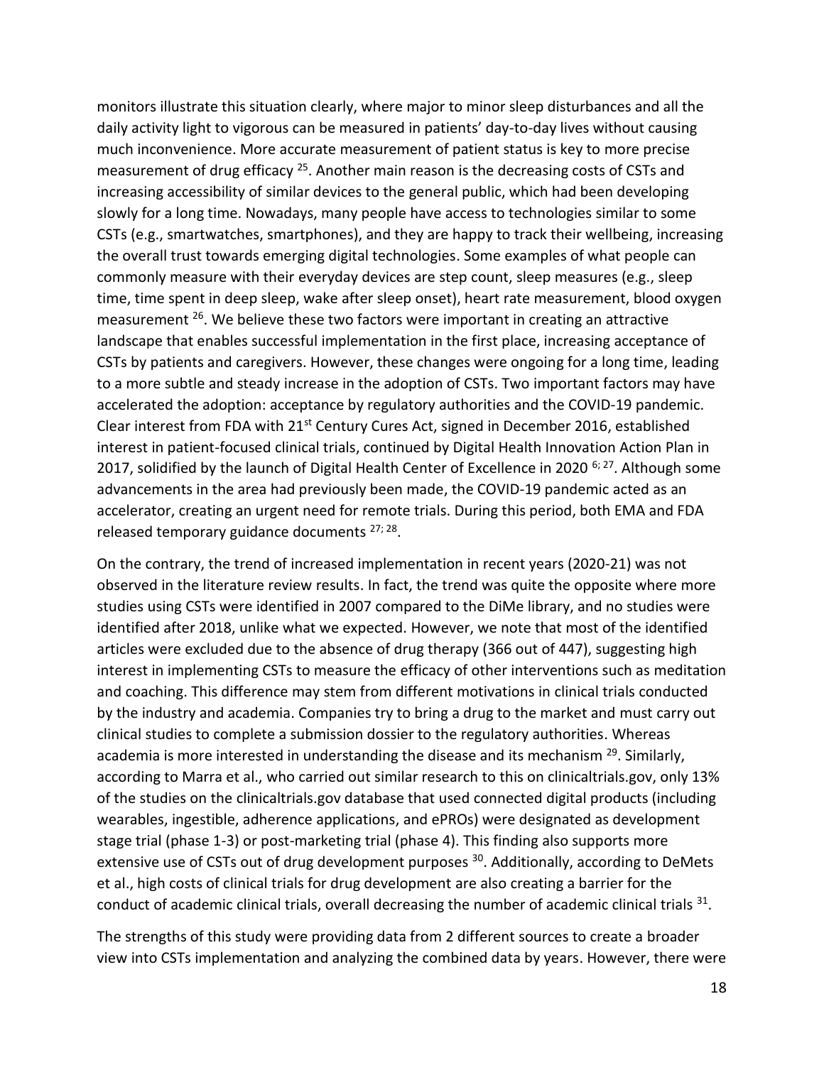monitors illustrate this situation clearly, where major to minor sleep disturbances and all the daily activity light to vigorous can be measured in patients' day-to-day lives without causing much inconvenience. More accurate measurement of patient status is key to more precise measurement of drug efficacy [25]. Another main reason is the decreasing costs of CSTs and increasing accessibility of similar devices to the general public, which had been developing slowly for a long time. Nowadays, many people have access to technologies similar to some CSTs (e.g., smartwatches, smartphones), and they are happy to track their wellbeing, increasing the overall trust towards emerging digital technologies. Some examples of what people can commonly measure with their everyday devices are step count, sleep measures (e.g., sleep time, time spent in deep sleep, wake after sleep onset), heart rate measurement, blood oxygen measurement [26]. We believe these two factors were important in creating an attractive landscape that enables successful implementation in the first place, increasing acceptance of CSTs by patients and caregivers. However, these changes were ongoing for a long time, leading to a more subtle and steady increase in the adoption of CSTs. Two important factors may have accelerated the adoption: acceptance by regulatory authorities and the COVID-19 pandemic. Clear interest from FDA with 21st Century Cures Act, signed in December 2016, established interest in patient-focused clinical trials, continued by Digital Health Innovation Action Plan in 2017, solidified by the launch of Digital Health Center of Excellence in 2020 [6; 27]. Although some advancements in the area had previously been made, the COVID-19 pandemic acted as an accelerator, creating an urgent need for remote trials. During this period, both EMA and FDA released temporary guidance documents [27; 28].

On the contrary, the trend of increased implementation in recent years (2020-21) was not observed in the literature review results. In fact, the trend was quite the opposite where more studies using CSTs were identified in 2007 compared to the DiMe library, and no studies were identified after 2018, unlike what we expected. However, we note that most of the identified articles were excluded due to the absence of drug therapy (366 out of 447), suggesting high interest in implementing CSTs to measure the efficacy of other interventions such as meditation and coaching. This difference may stem from different motivations in clinical trials conducted by the industry and academia. Companies try to bring a drug to the market and must carry out clinical studies to complete a submission dossier to the regulatory authorities. Whereas academia is more interested in understanding the disease and its mechanism [29]. Similarly, according to Marra et al., who carried out similar research to this on clinicaltrials.gov, only 13% of the studies on the clinicaltrials.gov database that used connected digital products (including wearables, ingestible, adherence applications, and ePROs) were designated as development stage trial (phase 1-3) or post-marketing trial (phase 4). This finding also supports more extensive use of CSTs out of drug development purposes [30]. Additionally, according to DeMets et al., high costs of clinical trials for drug development are also creating a barrier for the conduct of academic clinical trials, overall decreasing the number of academic clinical trials [31].

The strengths of this study were providing data from 2 different sources to create a broader view into CSTs implementation and analyzing the combined data by years. However, there were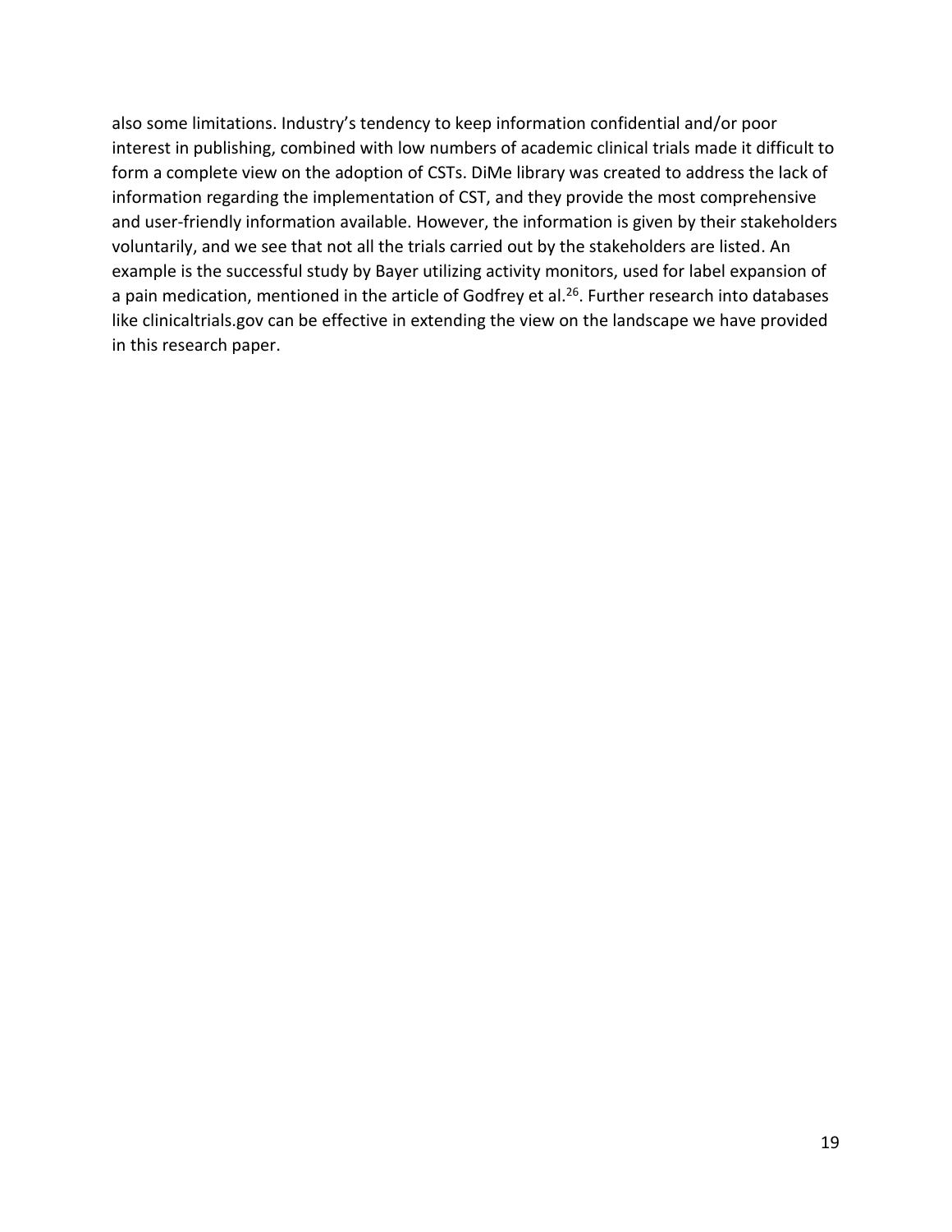also some limitations. Industry's tendency to keep information confidential and/or poor interest in publishing, combined with low numbers of academic clinical trials made it difficult to form a complete view on the adoption of CSTs. DiMe library was created to address the lack of information regarding the implementation of CST, and they provide the most comprehensive and user-friendly information available. However, the information is given by their stakeholders voluntarily, and we see that not all the trials carried out by the stakeholders are listed. An example is the successful study by Bayer utilizing activity monitors, used for label expansion of a pain medication, mentioned in the article of Godfrey et al.[26]. Further research into databases like clinicaltrials.gov can be effective in extending the view on the landscape we have provided in this research paper.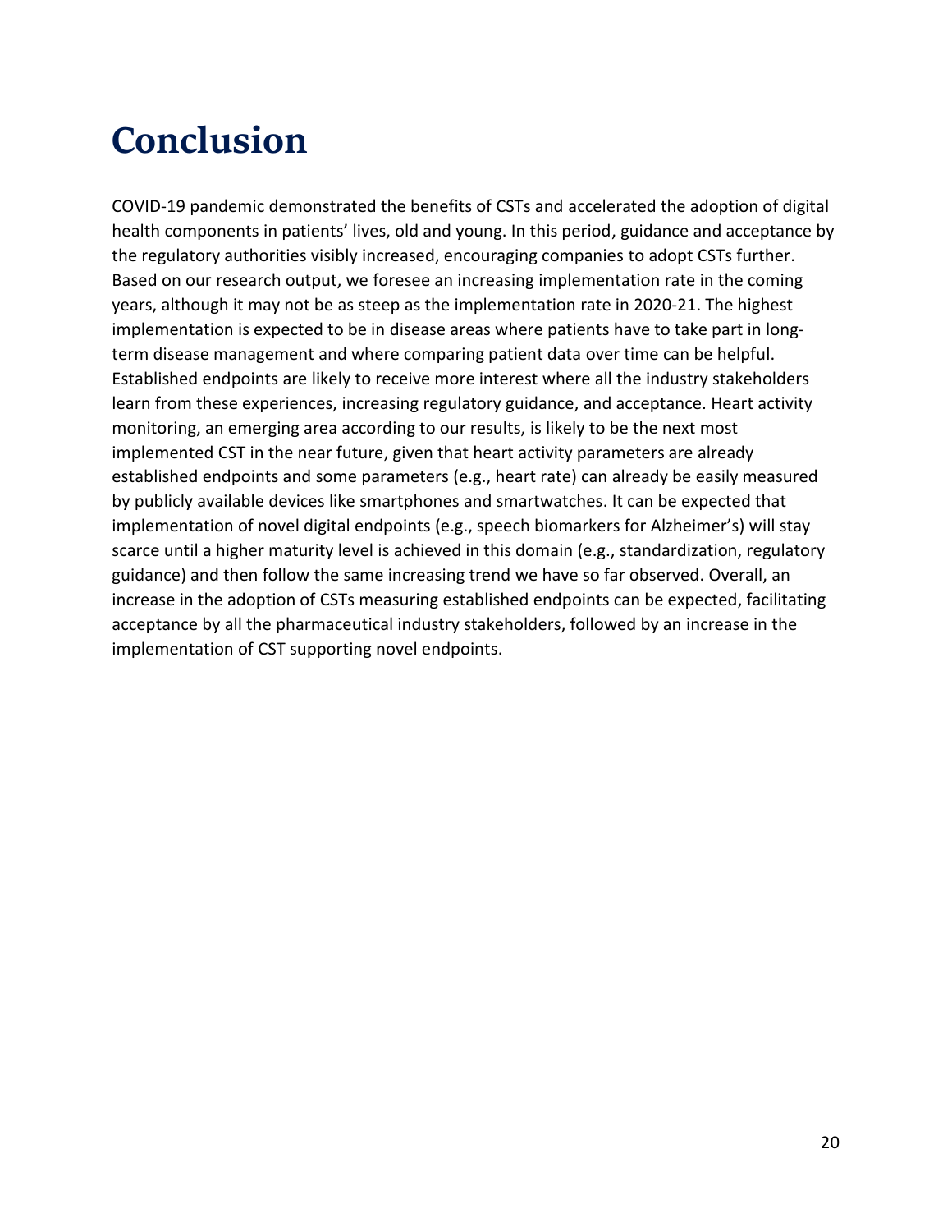# Conclusion

COVID-19 pandemic demonstrated the benefits of CSTs and accelerated the adoption of digital health components in patients' lives, old and young. In this period, guidance and acceptance by the regulatory authorities visibly increased, encouraging companies to adopt CSTs further. Based on our research output, we foresee an increasing implementation rate in the coming years, although it may not be as steep as the implementation rate in 2020-21. The highest implementation is expected to be in disease areas where patients have to take part in long-term disease management and where comparing patient data over time can be helpful. Established endpoints are likely to receive more interest where all the industry stakeholders learn from these experiences, increasing regulatory guidance, and acceptance. Heart activity monitoring, an emerging area according to our results, is likely to be the next most implemented CST in the near future, given that heart activity parameters are already established endpoints and some parameters (e.g., heart rate) can already be easily measured by publicly available devices like smartphones and smartwatches. It can be expected that implementation of novel digital endpoints (e.g., speech biomarkers for Alzheimer's) will stay scarce until a higher maturity level is achieved in this domain (e.g., standardization, regulatory guidance) and then follow the same increasing trend we have so far observed. Overall, an increase in the adoption of CSTs measuring established endpoints can be expected, facilitating acceptance by all the pharmaceutical industry stakeholders, followed by an increase in the implementation of CST supporting novel endpoints.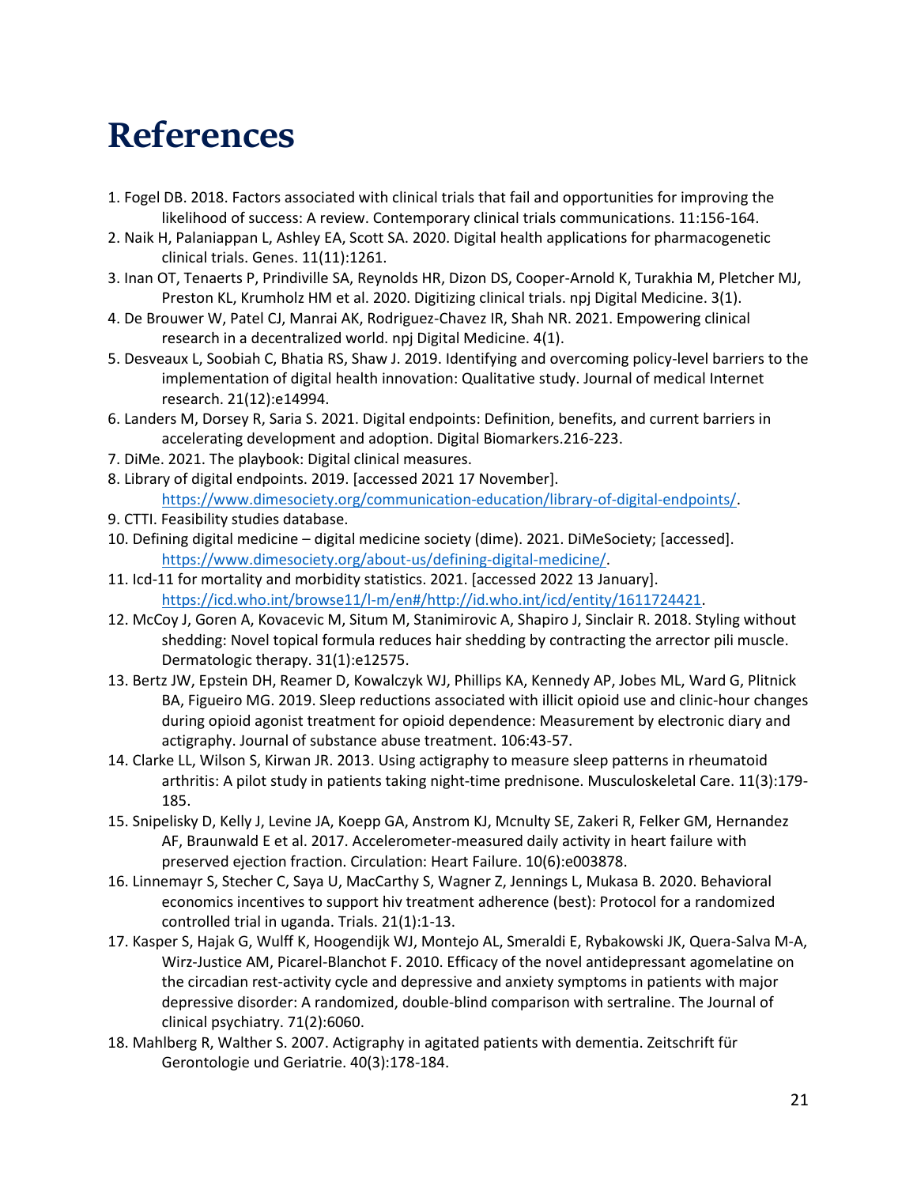# References

1. Fogel DB. 2018. Factors associated with clinical trials that fail and opportunities for improving the likelihood of success: A review. Contemporary clinical trials communications. 11:156-164.
2. Naik H, Palaniappan L, Ashley EA, Scott SA. 2020. Digital health applications for pharmacogenetic clinical trials. Genes. 11(11):1261.
3. Inan OT, Tenaerts P, Prindiville SA, Reynolds HR, Dizon DS, Cooper-Arnold K, Turakhia M, Pletcher MJ, Preston KL, Krumholz HM et al. 2020. Digitizing clinical trials. npj Digital Medicine. 3(1).
4. De Brouwer W, Patel CJ, Manrai AK, Rodriguez-Chavez IR, Shah NR. 2021. Empowering clinical research in a decentralized world. npj Digital Medicine. 4(1).
5. Desveaux L, Soobiah C, Bhatia RS, Shaw J. 2019. Identifying and overcoming policy-level barriers to the implementation of digital health innovation: Qualitative study. Journal of medical Internet research. 21(12):e14994.
6. Landers M, Dorsey R, Saria S. 2021. Digital endpoints: Definition, benefits, and current barriers in accelerating development and adoption. Digital Biomarkers.216-223.
7. DiMe. 2021. The playbook: Digital clinical measures.
8. Library of digital endpoints. 2019. [accessed 2021 17 November]. https://www.dimesociety.org/communication-education/library-of-digital-endpoints/.
9. CTTI. Feasibility studies database.
10. Defining digital medicine – digital medicine society (dime). 2021. DiMeSociety; [accessed]. https://www.dimesociety.org/about-us/defining-digital-medicine/.
11. Icd-11 for mortality and morbidity statistics. 2021. [accessed 2022 13 January]. https://icd.who.int/browse11/l-m/en#/http://id.who.int/icd/entity/1611724421.
12. McCoy J, Goren A, Kovacevic M, Situm M, Stanimirovic A, Shapiro J, Sinclair R. 2018. Styling without shedding: Novel topical formula reduces hair shedding by contracting the arrector pili muscle. Dermatologic therapy. 31(1):e12575.
13. Bertz JW, Epstein DH, Reamer D, Kowalczyk WJ, Phillips KA, Kennedy AP, Jobes ML, Ward G, Plitnick BA, Figueiro MG. 2019. Sleep reductions associated with illicit opioid use and clinic-hour changes during opioid agonist treatment for opioid dependence: Measurement by electronic diary and actigraphy. Journal of substance abuse treatment. 106:43-57.
14. Clarke LL, Wilson S, Kirwan JR. 2013. Using actigraphy to measure sleep patterns in rheumatoid arthritis: A pilot study in patients taking night-time prednisone. Musculoskeletal Care. 11(3):179-185.
15. Snipelisky D, Kelly J, Levine JA, Koepp GA, Anstrom KJ, Mcnulty SE, Zakeri R, Felker GM, Hernandez AF, Braunwald E et al. 2017. Accelerometer-measured daily activity in heart failure with preserved ejection fraction. Circulation: Heart Failure. 10(6):e003878.
16. Linnemayr S, Stecher C, Saya U, MacCarthy S, Wagner Z, Jennings L, Mukasa B. 2020. Behavioral economics incentives to support hiv treatment adherence (best): Protocol for a randomized controlled trial in uganda. Trials. 21(1):1-13.
17. Kasper S, Hajak G, Wulff K, Hoogendijk WJ, Montejo AL, Smeraldi E, Rybakowski JK, Quera-Salva M-A, Wirz-Justice AM, Picarel-Blanchot F. 2010. Efficacy of the novel antidepressant agomelatine on the circadian rest-activity cycle and depressive and anxiety symptoms in patients with major depressive disorder: A randomized, double-blind comparison with sertraline. The Journal of clinical psychiatry. 71(2):6060.
18. Mahlberg R, Walther S. 2007. Actigraphy in agitated patients with dementia. Zeitschrift für Gerontologie und Geriatrie. 40(3):178-184.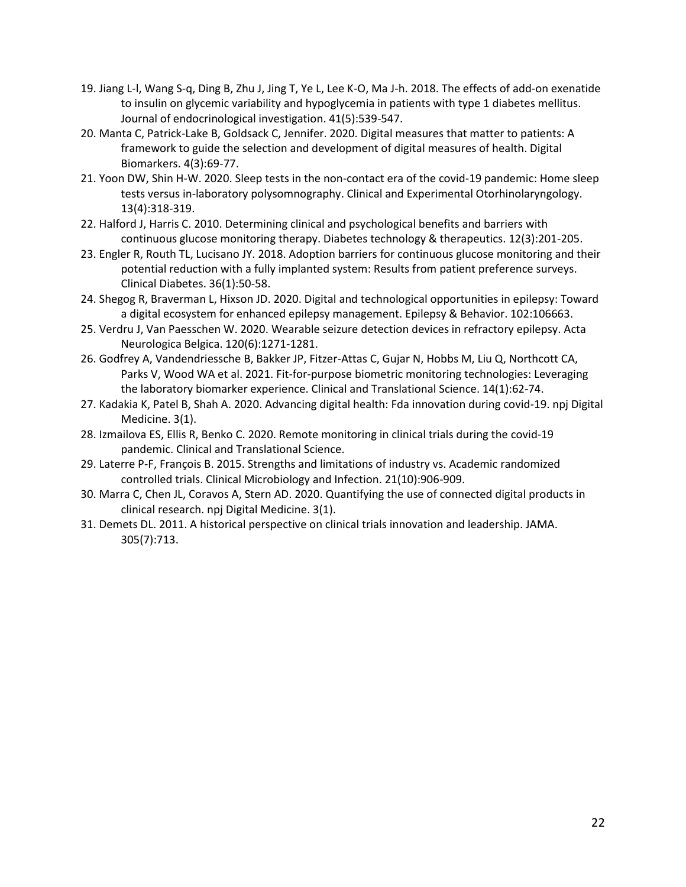19. Jiang L-l, Wang S-q, Ding B, Zhu J, Jing T, Ye L, Lee K-O, Ma J-h. 2018. The effects of add-on exenatide to insulin on glycemic variability and hypoglycemia in patients with type 1 diabetes mellitus. Journal of endocrinological investigation. 41(5):539-547.
20. Manta C, Patrick-Lake B, Goldsack C, Jennifer. 2020. Digital measures that matter to patients: A framework to guide the selection and development of digital measures of health. Digital Biomarkers. 4(3):69-77.
21. Yoon DW, Shin H-W. 2020. Sleep tests in the non-contact era of the covid-19 pandemic: Home sleep tests versus in-laboratory polysomnography. Clinical and Experimental Otorhinolaryngology. 13(4):318-319.
22. Halford J, Harris C. 2010. Determining clinical and psychological benefits and barriers with continuous glucose monitoring therapy. Diabetes technology & therapeutics. 12(3):201-205.
23. Engler R, Routh TL, Lucisano JY. 2018. Adoption barriers for continuous glucose monitoring and their potential reduction with a fully implanted system: Results from patient preference surveys. Clinical Diabetes. 36(1):50-58.
24. Shegog R, Braverman L, Hixson JD. 2020. Digital and technological opportunities in epilepsy: Toward a digital ecosystem for enhanced epilepsy management. Epilepsy & Behavior. 102:106663.
25. Verdru J, Van Paesschen W. 2020. Wearable seizure detection devices in refractory epilepsy. Acta Neurologica Belgica. 120(6):1271-1281.
26. Godfrey A, Vandendriessche B, Bakker JP, Fitzer-Attas C, Gujar N, Hobbs M, Liu Q, Northcott CA, Parks V, Wood WA et al. 2021. Fit-for-purpose biometric monitoring technologies: Leveraging the laboratory biomarker experience. Clinical and Translational Science. 14(1):62-74.
27. Kadakia K, Patel B, Shah A. 2020. Advancing digital health: Fda innovation during covid-19. npj Digital Medicine. 3(1).
28. Izmailova ES, Ellis R, Benko C. 2020. Remote monitoring in clinical trials during the covid-19 pandemic. Clinical and Translational Science.
29. Laterre P-F, François B. 2015. Strengths and limitations of industry vs. Academic randomized controlled trials. Clinical Microbiology and Infection. 21(10):906-909.
30. Marra C, Chen JL, Coravos A, Stern AD. 2020. Quantifying the use of connected digital products in clinical research. npj Digital Medicine. 3(1).
31. Demets DL. 2011. A historical perspective on clinical trials innovation and leadership. JAMA. 305(7):713.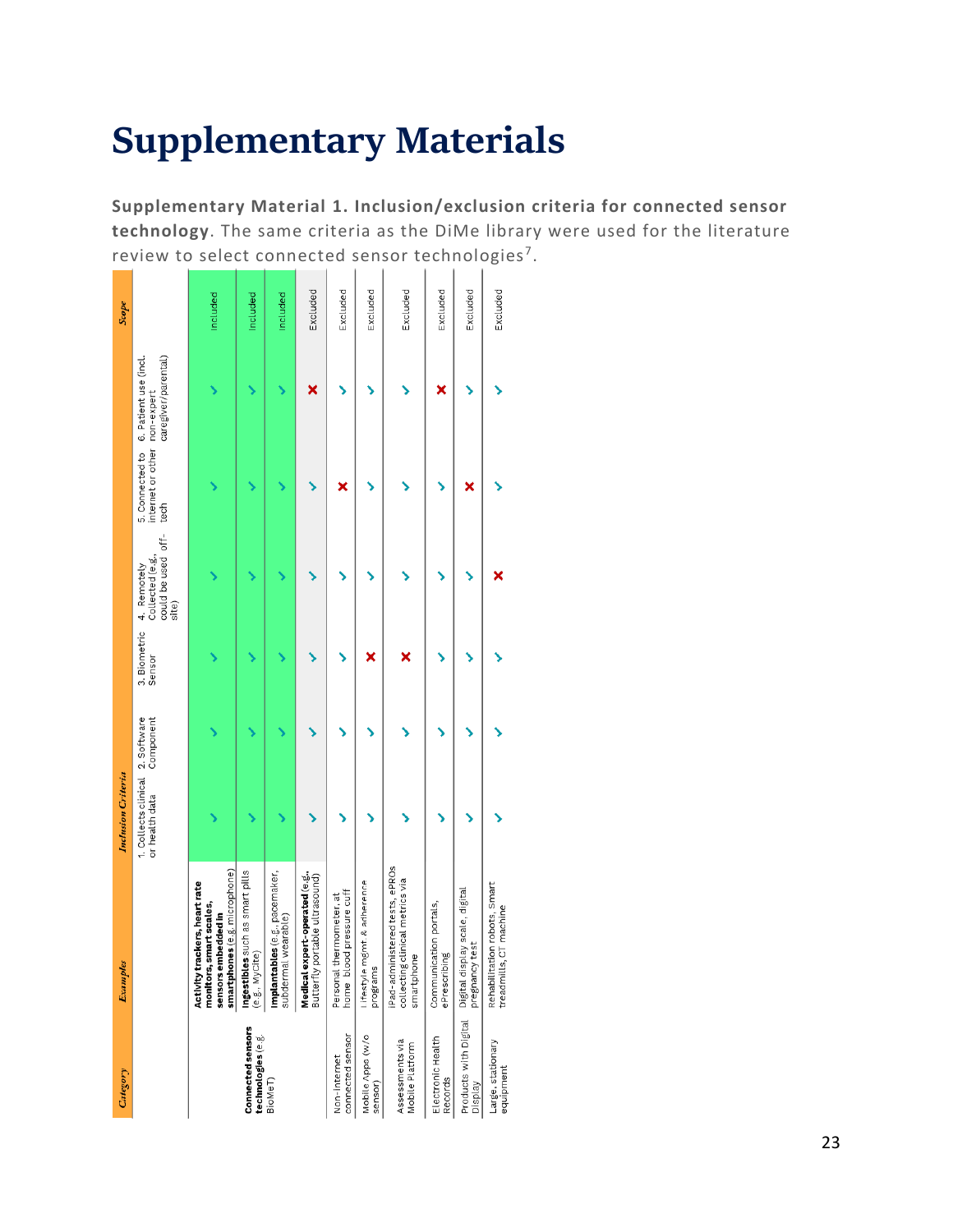# Supplementary Materials

**Supplementary Material 1. Inclusion/exclusion criteria for connected sensor technology**. The same criteria as the DiMe library were used for the literature review to select connected sensor technologies[7].

| *Category* | *Examples* | *Inclusion Criteria* | | | | | | *Scope* |
|---|---|---|---|---|---|---|---|---|
| | | 1. Collects clinical or health data | 2. Software Component | 3. Biometric Sensor | 4. Remotely Collected (e.g., could be used off-site) | 5. Connected to internet or other tech | 6. Patient use (incl. non-expert caregiver/parental) | |
| **Connected sensors technologies** (e.g. BioMeT) | **Activity trackers, heart rate monitors, smart scales, sensors embedded in smartphones** (e.g. microphone) | ✓ | ✓ | ✓ | ✓ | ✓ | ✓ | Included |
| | **Ingestibles** such as smart pills (e.g. MyCite) | ✓ | ✓ | ✓ | ✓ | ✓ | ✓ | Included |
| | **Implantables** (e.g. pacemaker, subdermal wearable) | ✓ | ✓ | ✓ | ✓ | ✓ | ✓ | Included |
| | **Medical expert-operated** (e.g. Butterfly portable ultrasound) | ✓ | ✓ | ✓ | ✓ | ✓ | ✗ | Excluded |
| Non-internet connected sensor | Personal thermometer, at home blood pressure cuff | ✓ | ✓ | ✓ | ✓ | ✗ | ✓ | Excluded |
| Mobile Apps (w/o sensor) | Lifestyle mgmt & adherence programs | ✓ | ✓ | ✗ | ✓ | ✓ | ✓ | Excluded |
| Assessments via Mobile Platform | iPad-administered tests, ePROs collecting clinical metrics via smartphone | ✓ | ✓ | ✗ | ✓ | ✓ | ✓ | Excluded |
| Electronic Health Records | Communication portals, ePrescribing | ✓ | ✓ | ✓ | ✓ | ✓ | ✗ | Excluded |
| Products with Digital Display | Digital display scale, digital pregnancy test | ✓ | ✓ | ✓ | ✓ | ✗ | ✓ | Excluded |
| Large, stationary equipment | Rehabilitation robots, Smart treadmills, CT machine | ✓ | ✓ | ✓ | ✗ | ✓ | ✓ | Excluded |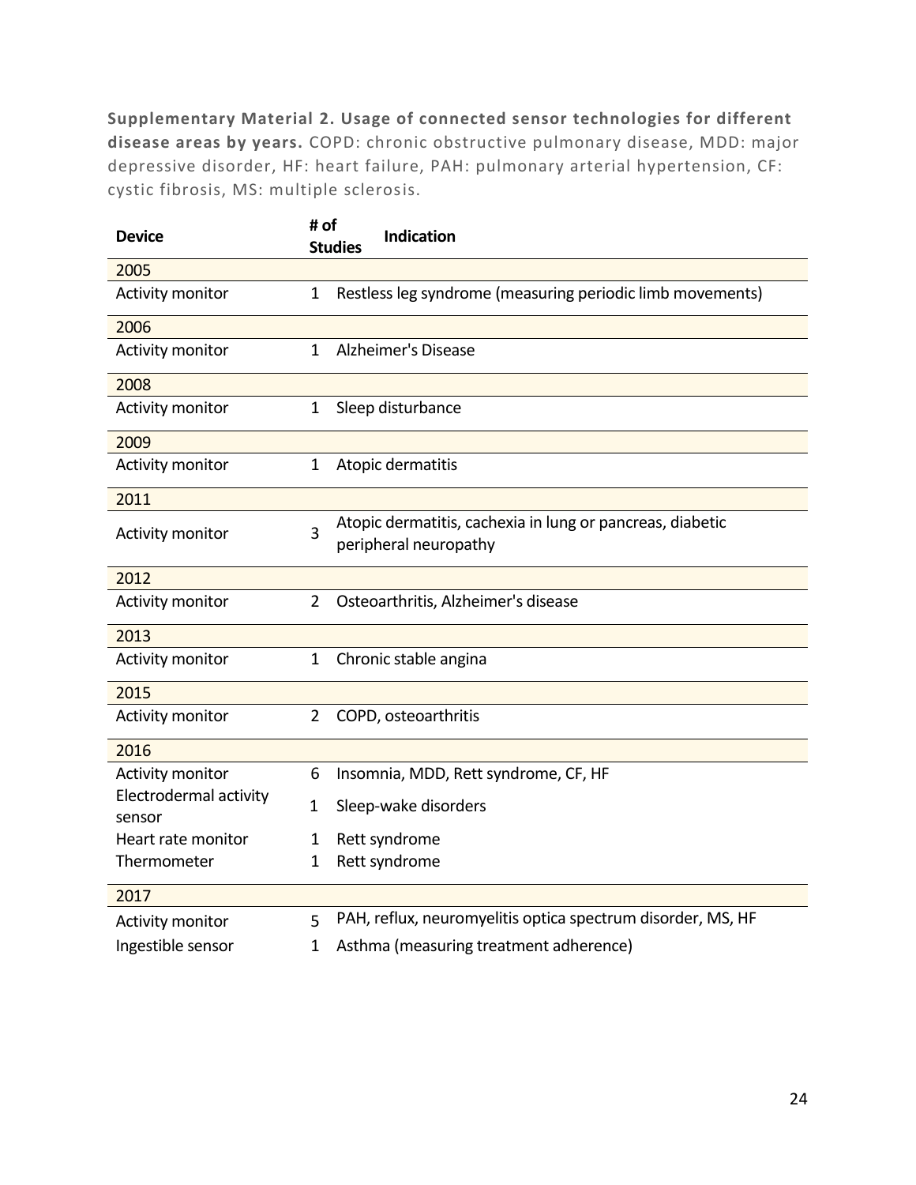**Supplementary Material 2. Usage of connected sensor technologies for different disease areas by years.** COPD: chronic obstructive pulmonary disease, MDD: major depressive disorder, HF: heart failure, PAH: pulmonary arterial hypertension, CF: cystic fibrosis, MS: multiple sclerosis.

| Device | # of Studies | Indication |
|---|---|---|
| 2005 | | |
| Activity monitor | 1 | Restless leg syndrome (measuring periodic limb movements) |
| 2006 | | |
| Activity monitor | 1 | Alzheimer's Disease |
| 2008 | | |
| Activity monitor | 1 | Sleep disturbance |
| 2009 | | |
| Activity monitor | 1 | Atopic dermatitis |
| 2011 | | |
| Activity monitor | 3 | Atopic dermatitis, cachexia in lung or pancreas, diabetic peripheral neuropathy |
| 2012 | | |
| Activity monitor | 2 | Osteoarthritis, Alzheimer's disease |
| 2013 | | |
| Activity monitor | 1 | Chronic stable angina |
| 2015 | | |
| Activity monitor | 2 | COPD, osteoarthritis |
| 2016 | | |
| Activity monitor | 6 | Insomnia, MDD, Rett syndrome, CF, HF |
| Electrodermal activity sensor | 1 | Sleep-wake disorders |
| Heart rate monitor | 1 | Rett syndrome |
| Thermometer | 1 | Rett syndrome |
| 2017 | | |
| Activity monitor | 5 | PAH, reflux, neuromyelitis optica spectrum disorder, MS, HF |
| Ingestible sensor | 1 | Asthma (measuring treatment adherence) |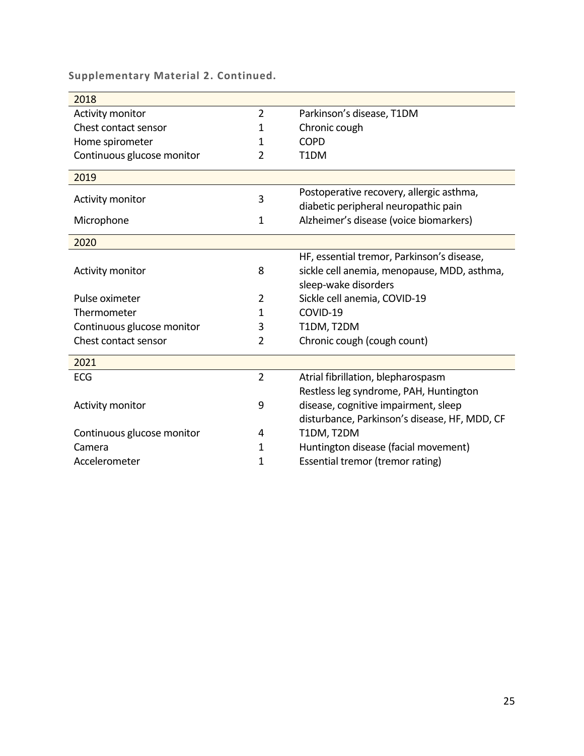**Supplementary Material 2. Continued.**

| | | |
|---|---|---|
| **2018** | | |
| Activity monitor | 2 | Parkinson's disease, T1DM |
| Chest contact sensor | 1 | Chronic cough |
| Home spirometer | 1 | COPD |
| Continuous glucose monitor | 2 | T1DM |
| **2019** | | |
| Activity monitor | 3 | Postoperative recovery, allergic asthma, diabetic peripheral neuropathic pain |
| Microphone | 1 | Alzheimer's disease (voice biomarkers) |
| **2020** | | |
| Activity monitor | 8 | HF, essential tremor, Parkinson's disease, sickle cell anemia, menopause, MDD, asthma, sleep-wake disorders |
| Pulse oximeter | 2 | Sickle cell anemia, COVID-19 |
| Thermometer | 1 | COVID-19 |
| Continuous glucose monitor | 3 | T1DM, T2DM |
| Chest contact sensor | 2 | Chronic cough (cough count) |
| **2021** | | |
| ECG | 2 | Atrial fibrillation, blepharospasm |
| Activity monitor | 9 | Restless leg syndrome, PAH, Huntington disease, cognitive impairment, sleep disturbance, Parkinson's disease, HF, MDD, CF |
| Continuous glucose monitor | 4 | T1DM, T2DM |
| Camera | 1 | Huntington disease (facial movement) |
| Accelerometer | 1 | Essential tremor (tremor rating) |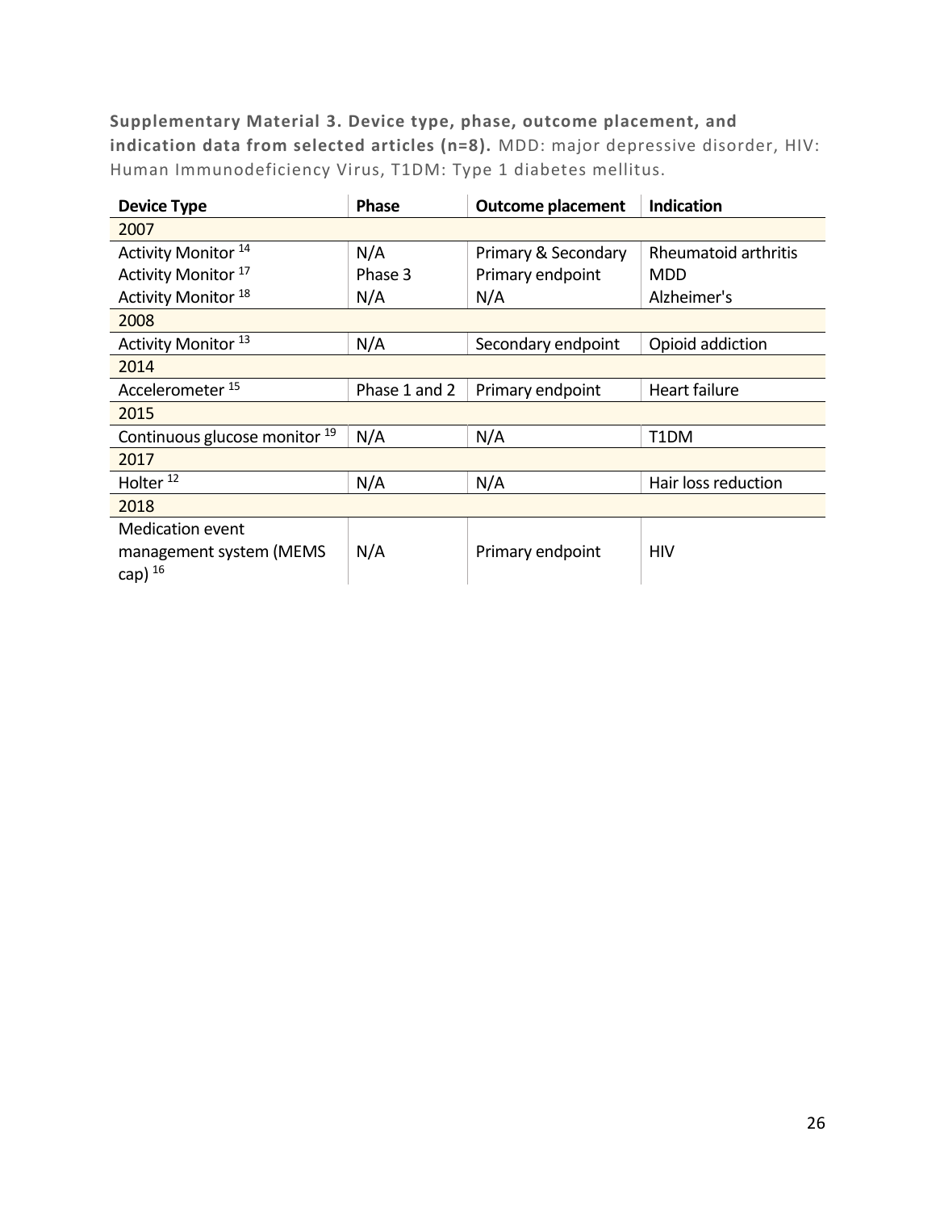**Supplementary Material 3. Device type, phase, outcome placement, and indication data from selected articles (n=8).** MDD: major depressive disorder, HIV: Human Immunodeficiency Virus, T1DM: Type 1 diabetes mellitus.

| Device Type | Phase | Outcome placement | Indication |
|---|---|---|---|
| 2007 | | | |
| Activity Monitor [14] | N/A | Primary & Secondary | Rheumatoid arthritis |
| Activity Monitor [17] | Phase 3 | Primary endpoint | MDD |
| Activity Monitor [18] | N/A | N/A | Alzheimer's |
| 2008 | | | |
| Activity Monitor [13] | N/A | Secondary endpoint | Opioid addiction |
| 2014 | | | |
| Accelerometer [15] | Phase 1 and 2 | Primary endpoint | Heart failure |
| 2015 | | | |
| Continuous glucose monitor [19] | N/A | N/A | T1DM |
| 2017 | | | |
| Holter [12] | N/A | N/A | Hair loss reduction |
| 2018 | | | |
| Medication event management system (MEMS cap) [16] | N/A | Primary endpoint | HIV |